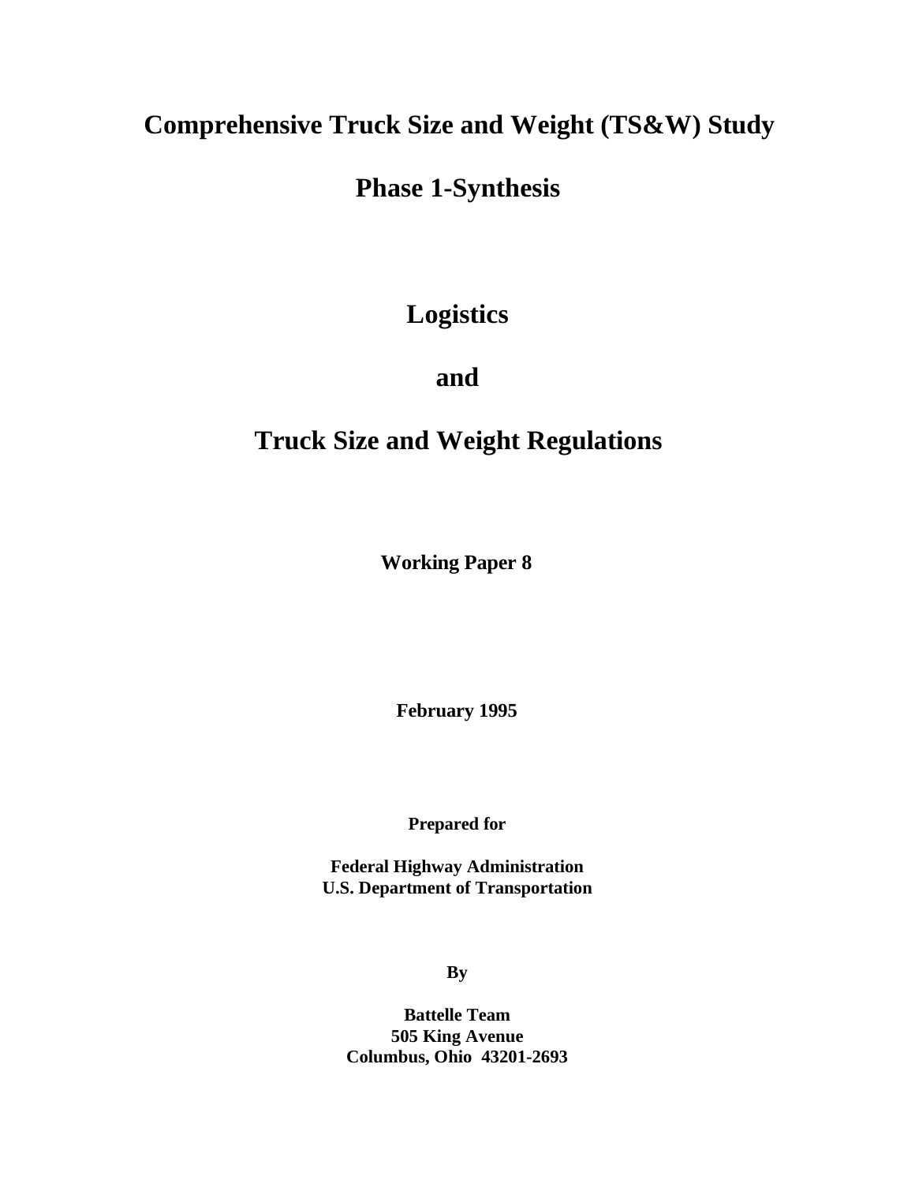# Comprehensive Truck Size and Weight (TS&W) Study

# Phase 1-Synthesis

# Logistics

# and

# Truck Size and Weight Regulations

**Working Paper 8**

**February 1995**

**Prepared for**

**Federal Highway Administration**
**U.S. Department of Transportation**

**By**

**Battelle Team**
**505 King Avenue**
**Columbus, Ohio 43201-2693**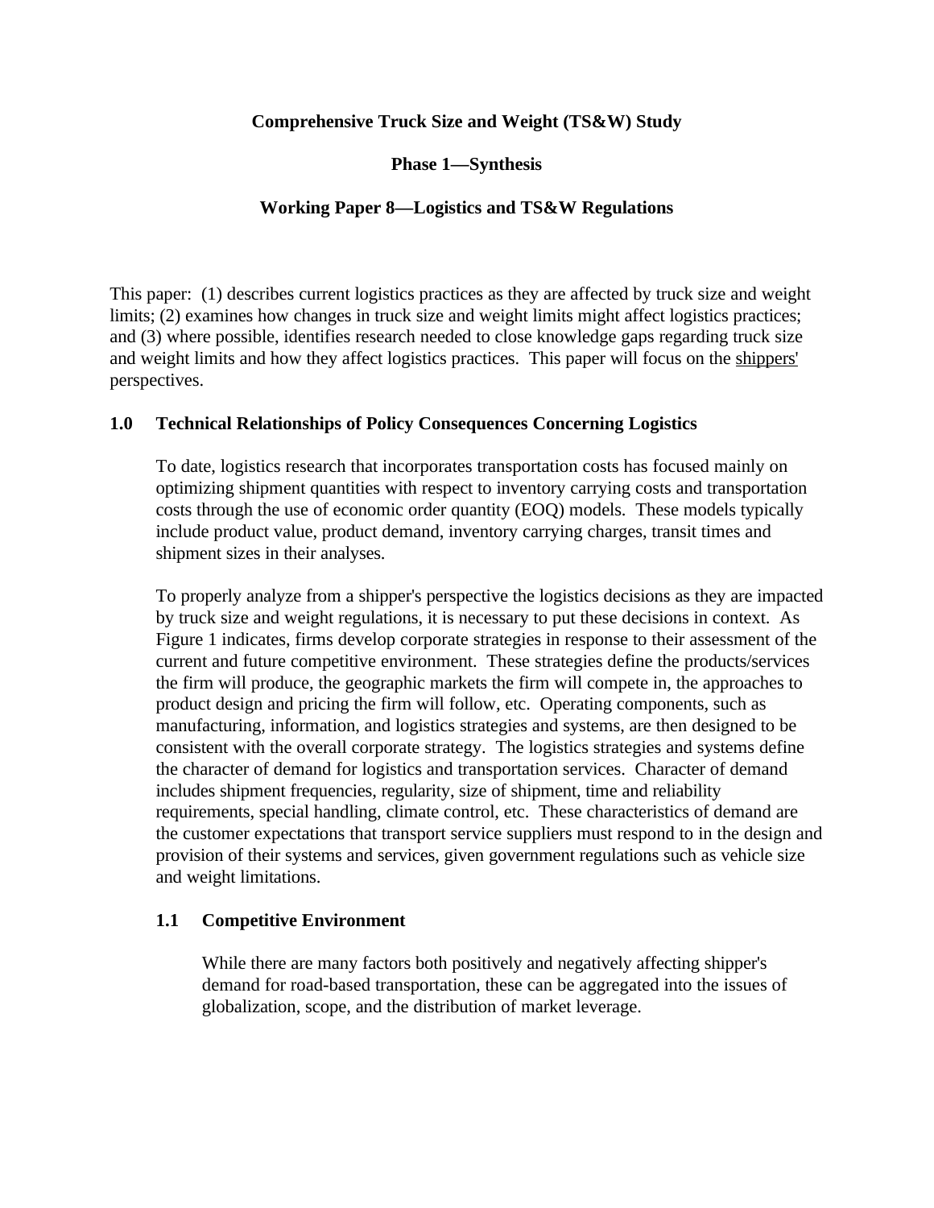**Comprehensive Truck Size and Weight (TS&W) Study**

**Phase 1—Synthesis**

**Working Paper 8—Logistics and TS&W Regulations**

This paper: (1) describes current logistics practices as they are affected by truck size and weight limits; (2) examines how changes in truck size and weight limits might affect logistics practices; and (3) where possible, identifies research needed to close knowledge gaps regarding truck size and weight limits and how they affect logistics practices. This paper will focus on the <u>shippers'</u> perspectives.

## 1.0 Technical Relationships of Policy Consequences Concerning Logistics

To date, logistics research that incorporates transportation costs has focused mainly on optimizing shipment quantities with respect to inventory carrying costs and transportation costs through the use of economic order quantity (EOQ) models. These models typically include product value, product demand, inventory carrying charges, transit times and shipment sizes in their analyses.

To properly analyze from a shipper's perspective the logistics decisions as they are impacted by truck size and weight regulations, it is necessary to put these decisions in context. As Figure 1 indicates, firms develop corporate strategies in response to their assessment of the current and future competitive environment. These strategies define the products/services the firm will produce, the geographic markets the firm will compete in, the approaches to product design and pricing the firm will follow, etc. Operating components, such as manufacturing, information, and logistics strategies and systems, are then designed to be consistent with the overall corporate strategy. The logistics strategies and systems define the character of demand for logistics and transportation services. Character of demand includes shipment frequencies, regularity, size of shipment, time and reliability requirements, special handling, climate control, etc. These characteristics of demand are the customer expectations that transport service suppliers must respond to in the design and provision of their systems and services, given government regulations such as vehicle size and weight limitations.

### 1.1 Competitive Environment

While there are many factors both positively and negatively affecting shipper's demand for road-based transportation, these can be aggregated into the issues of globalization, scope, and the distribution of market leverage.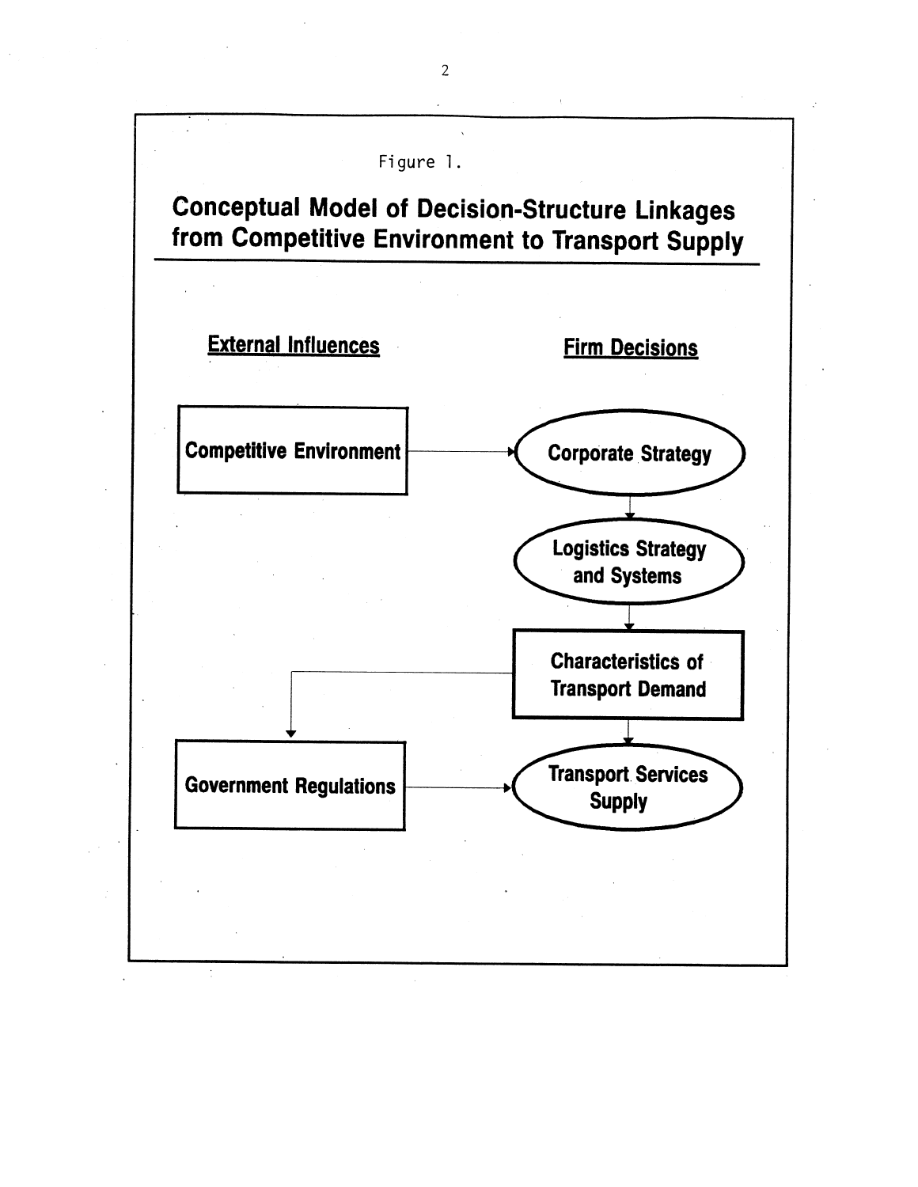Figure 1.

**Conceptual Model of Decision-Structure Linkages from Competitive Environment to Transport Supply**

**External Influences**

**Firm Decisions**

**Competitive Environment**

**Corporate Strategy**

**Logistics Strategy and Systems**

**Characteristics of Transport Demand**

**Government Regulations**

**Transport Services Supply**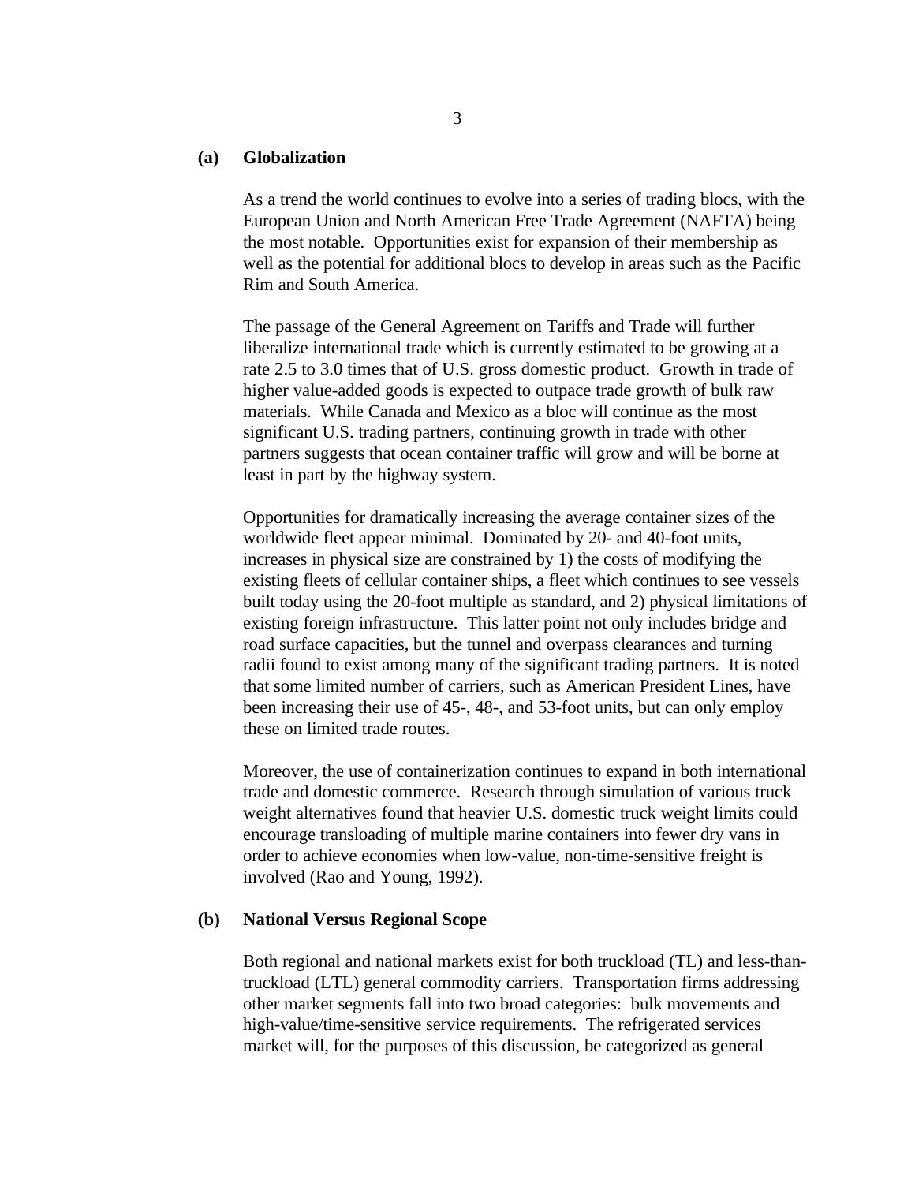### (a) Globalization

As a trend the world continues to evolve into a series of trading blocs, with the European Union and North American Free Trade Agreement (NAFTA) being the most notable. Opportunities exist for expansion of their membership as well as the potential for additional blocs to develop in areas such as the Pacific Rim and South America.

The passage of the General Agreement on Tariffs and Trade will further liberalize international trade which is currently estimated to be growing at a rate 2.5 to 3.0 times that of U.S. gross domestic product. Growth in trade of higher value-added goods is expected to outpace trade growth of bulk raw materials. While Canada and Mexico as a bloc will continue as the most significant U.S. trading partners, continuing growth in trade with other partners suggests that ocean container traffic will grow and will be borne at least in part by the highway system.

Opportunities for dramatically increasing the average container sizes of the worldwide fleet appear minimal. Dominated by 20- and 40-foot units, increases in physical size are constrained by 1) the costs of modifying the existing fleets of cellular container ships, a fleet which continues to see vessels built today using the 20-foot multiple as standard, and 2) physical limitations of existing foreign infrastructure. This latter point not only includes bridge and road surface capacities, but the tunnel and overpass clearances and turning radii found to exist among many of the significant trading partners. It is noted that some limited number of carriers, such as American President Lines, have been increasing their use of 45-, 48-, and 53-foot units, but can only employ these on limited trade routes.

Moreover, the use of containerization continues to expand in both international trade and domestic commerce. Research through simulation of various truck weight alternatives found that heavier U.S. domestic truck weight limits could encourage transloading of multiple marine containers into fewer dry vans in order to achieve economies when low-value, non-time-sensitive freight is involved (Rao and Young, 1992).

### (b) National Versus Regional Scope

Both regional and national markets exist for both truckload (TL) and less-than-truckload (LTL) general commodity carriers. Transportation firms addressing other market segments fall into two broad categories: bulk movements and high-value/time-sensitive service requirements. The refrigerated services market will, for the purposes of this discussion, be categorized as general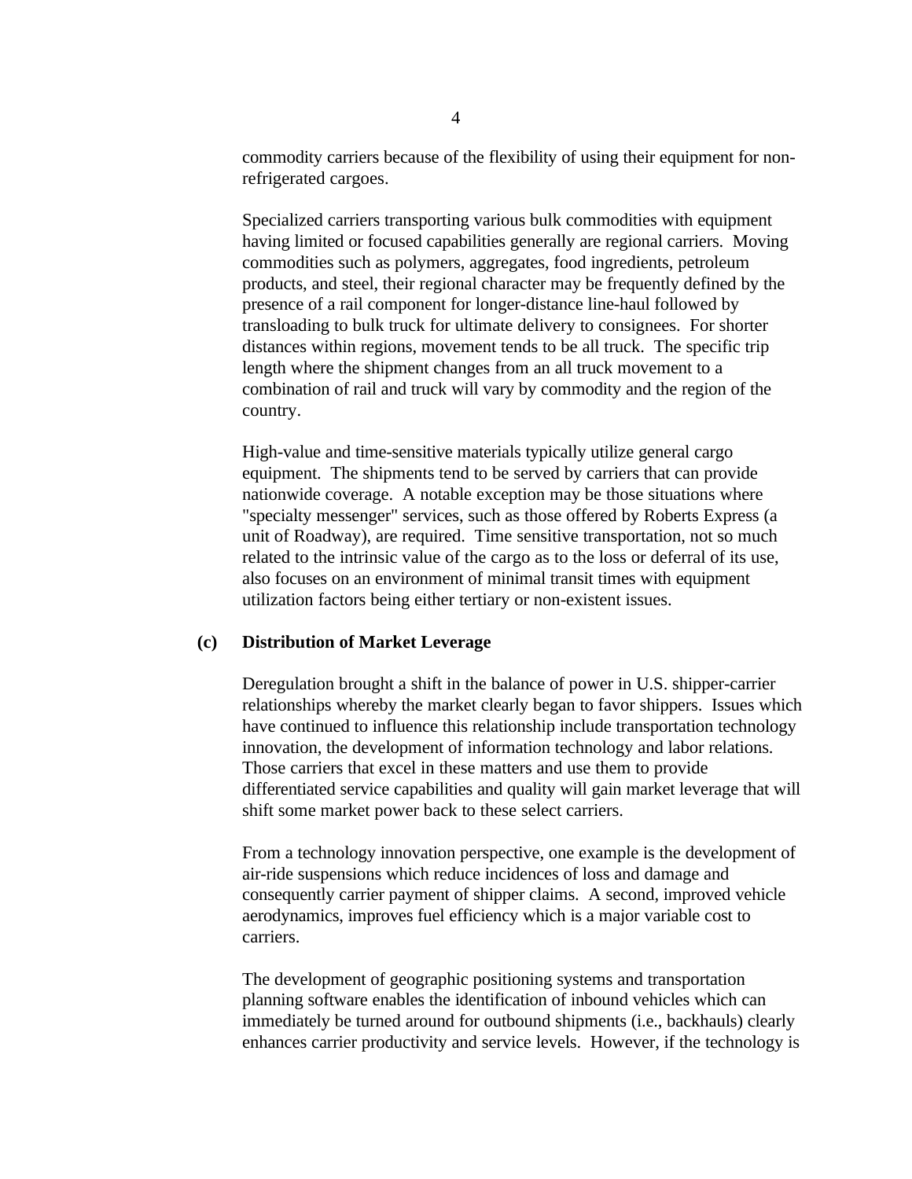commodity carriers because of the flexibility of using their equipment for non-refrigerated cargoes.

Specialized carriers transporting various bulk commodities with equipment having limited or focused capabilities generally are regional carriers. Moving commodities such as polymers, aggregates, food ingredients, petroleum products, and steel, their regional character may be frequently defined by the presence of a rail component for longer-distance line-haul followed by transloading to bulk truck for ultimate delivery to consignees. For shorter distances within regions, movement tends to be all truck. The specific trip length where the shipment changes from an all truck movement to a combination of rail and truck will vary by commodity and the region of the country.

High-value and time-sensitive materials typically utilize general cargo equipment. The shipments tend to be served by carriers that can provide nationwide coverage. A notable exception may be those situations where "specialty messenger" services, such as those offered by Roberts Express (a unit of Roadway), are required. Time sensitive transportation, not so much related to the intrinsic value of the cargo as to the loss or deferral of its use, also focuses on an environment of minimal transit times with equipment utilization factors being either tertiary or non-existent issues.

**(c) Distribution of Market Leverage**

Deregulation brought a shift in the balance of power in U.S. shipper-carrier relationships whereby the market clearly began to favor shippers. Issues which have continued to influence this relationship include transportation technology innovation, the development of information technology and labor relations. Those carriers that excel in these matters and use them to provide differentiated service capabilities and quality will gain market leverage that will shift some market power back to these select carriers.

From a technology innovation perspective, one example is the development of air-ride suspensions which reduce incidences of loss and damage and consequently carrier payment of shipper claims. A second, improved vehicle aerodynamics, improves fuel efficiency which is a major variable cost to carriers.

The development of geographic positioning systems and transportation planning software enables the identification of inbound vehicles which can immediately be turned around for outbound shipments (i.e., backhauls) clearly enhances carrier productivity and service levels. However, if the technology is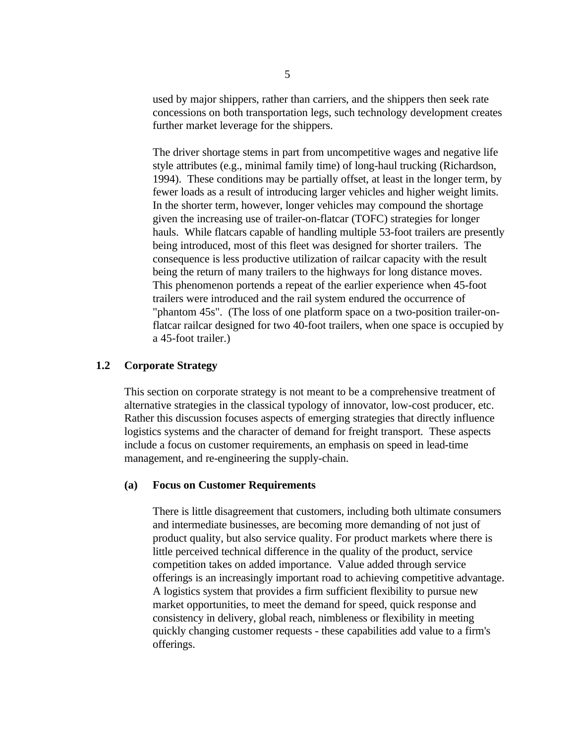used by major shippers, rather than carriers, and the shippers then seek rate concessions on both transportation legs, such technology development creates further market leverage for the shippers.

The driver shortage stems in part from uncompetitive wages and negative life style attributes (e.g., minimal family time) of long-haul trucking (Richardson, 1994). These conditions may be partially offset, at least in the longer term, by fewer loads as a result of introducing larger vehicles and higher weight limits. In the shorter term, however, longer vehicles may compound the shortage given the increasing use of trailer-on-flatcar (TOFC) strategies for longer hauls. While flatcars capable of handling multiple 53-foot trailers are presently being introduced, most of this fleet was designed for shorter trailers. The consequence is less productive utilization of railcar capacity with the result being the return of many trailers to the highways for long distance moves. This phenomenon portends a repeat of the earlier experience when 45-foot trailers were introduced and the rail system endured the occurrence of "phantom 45s". (The loss of one platform space on a two-position trailer-on-flatcar railcar designed for two 40-foot trailers, when one space is occupied by a 45-foot trailer.)

## 1.2 Corporate Strategy

This section on corporate strategy is not meant to be a comprehensive treatment of alternative strategies in the classical typology of innovator, low-cost producer, etc. Rather this discussion focuses aspects of emerging strategies that directly influence logistics systems and the character of demand for freight transport. These aspects include a focus on customer requirements, an emphasis on speed in lead-time management, and re-engineering the supply-chain.

### (a) Focus on Customer Requirements

There is little disagreement that customers, including both ultimate consumers and intermediate businesses, are becoming more demanding of not just of product quality, but also service quality. For product markets where there is little perceived technical difference in the quality of the product, service competition takes on added importance. Value added through service offerings is an increasingly important road to achieving competitive advantage. A logistics system that provides a firm sufficient flexibility to pursue new market opportunities, to meet the demand for speed, quick response and consistency in delivery, global reach, nimbleness or flexibility in meeting quickly changing customer requests - these capabilities add value to a firm's offerings.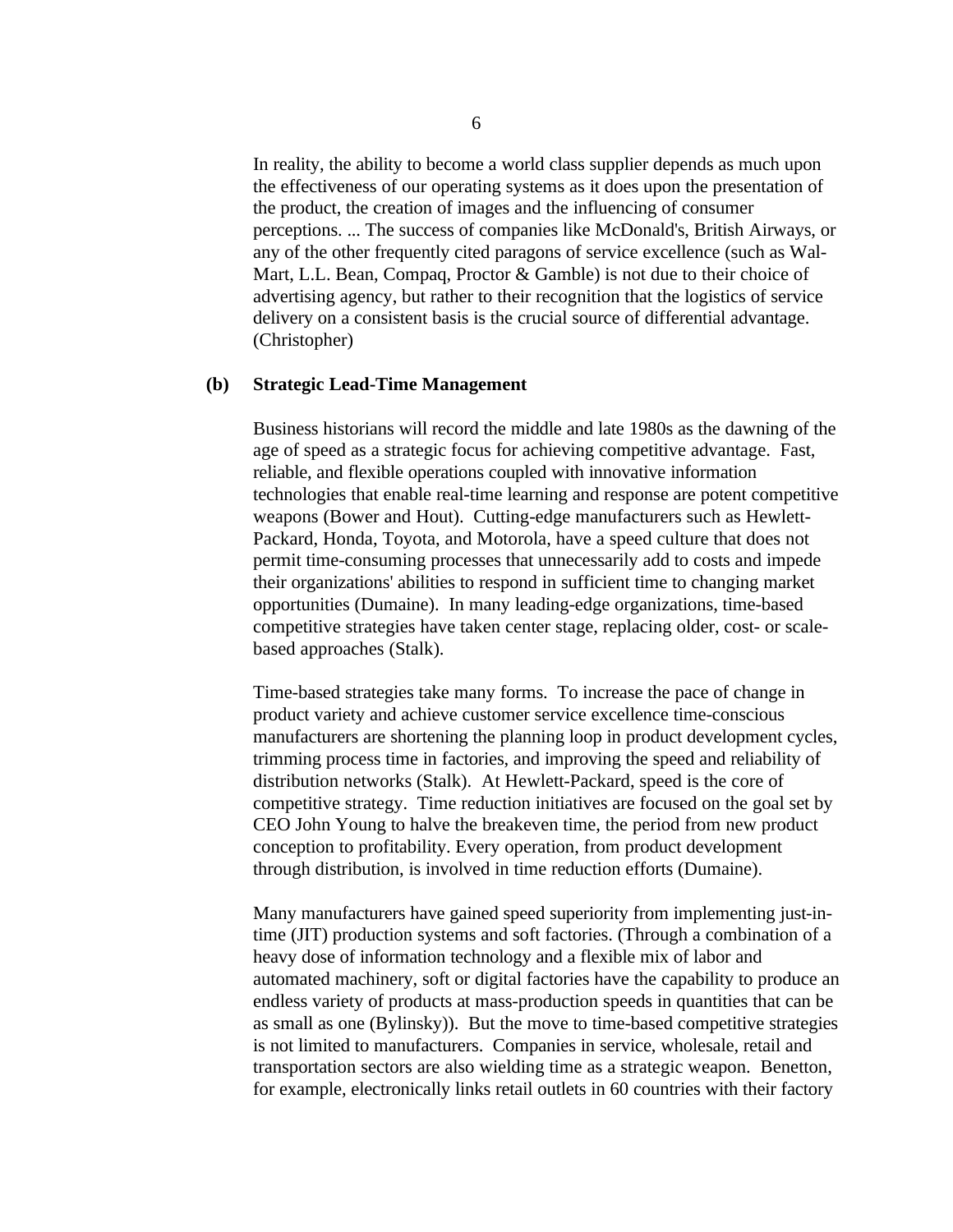> In reality, the ability to become a world class supplier depends as much upon the effectiveness of our operating systems as it does upon the presentation of the product, the creation of images and the influencing of consumer perceptions. ... The success of companies like McDonald's, British Airways, or any of the other frequently cited paragons of service excellence (such as Wal-Mart, L.L. Bean, Compaq, Proctor & Gamble) is not due to their choice of advertising agency, but rather to their recognition that the logistics of service delivery on a consistent basis is the crucial source of differential advantage. (Christopher)

**(b) Strategic Lead-Time Management**

Business historians will record the middle and late 1980s as the dawning of the age of speed as a strategic focus for achieving competitive advantage. Fast, reliable, and flexible operations coupled with innovative information technologies that enable real-time learning and response are potent competitive weapons (Bower and Hout). Cutting-edge manufacturers such as Hewlett-Packard, Honda, Toyota, and Motorola, have a speed culture that does not permit time-consuming processes that unnecessarily add to costs and impede their organizations' abilities to respond in sufficient time to changing market opportunities (Dumaine). In many leading-edge organizations, time-based competitive strategies have taken center stage, replacing older, cost- or scale-based approaches (Stalk).

Time-based strategies take many forms. To increase the pace of change in product variety and achieve customer service excellence time-conscious manufacturers are shortening the planning loop in product development cycles, trimming process time in factories, and improving the speed and reliability of distribution networks (Stalk). At Hewlett-Packard, speed is the core of competitive strategy. Time reduction initiatives are focused on the goal set by CEO John Young to halve the breakeven time, the period from new product conception to profitability. Every operation, from product development through distribution, is involved in time reduction efforts (Dumaine).

Many manufacturers have gained speed superiority from implementing just-in-time (JIT) production systems and soft factories. (Through a combination of a heavy dose of information technology and a flexible mix of labor and automated machinery, soft or digital factories have the capability to produce an endless variety of products at mass-production speeds in quantities that can be as small as one (Bylinsky)). But the move to time-based competitive strategies is not limited to manufacturers. Companies in service, wholesale, retail and transportation sectors are also wielding time as a strategic weapon. Benetton, for example, electronically links retail outlets in 60 countries with their factory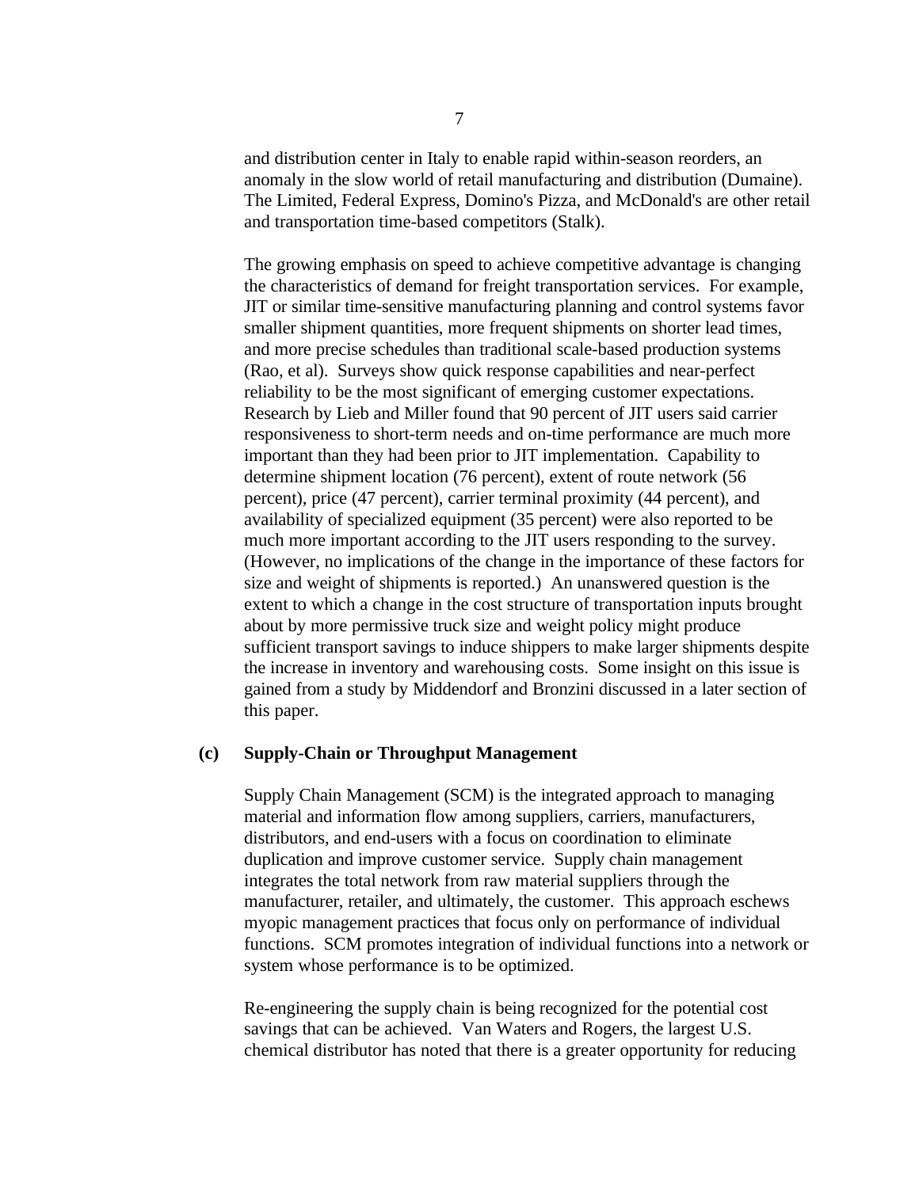and distribution center in Italy to enable rapid within-season reorders, an anomaly in the slow world of retail manufacturing and distribution (Dumaine). The Limited, Federal Express, Domino's Pizza, and McDonald's are other retail and transportation time-based competitors (Stalk).

The growing emphasis on speed to achieve competitive advantage is changing the characteristics of demand for freight transportation services. For example, JIT or similar time-sensitive manufacturing planning and control systems favor smaller shipment quantities, more frequent shipments on shorter lead times, and more precise schedules than traditional scale-based production systems (Rao, et al). Surveys show quick response capabilities and near-perfect reliability to be the most significant of emerging customer expectations. Research by Lieb and Miller found that 90 percent of JIT users said carrier responsiveness to short-term needs and on-time performance are much more important than they had been prior to JIT implementation. Capability to determine shipment location (76 percent), extent of route network (56 percent), price (47 percent), carrier terminal proximity (44 percent), and availability of specialized equipment (35 percent) were also reported to be much more important according to the JIT users responding to the survey. (However, no implications of the change in the importance of these factors for size and weight of shipments is reported.) An unanswered question is the extent to which a change in the cost structure of transportation inputs brought about by more permissive truck size and weight policy might produce sufficient transport savings to induce shippers to make larger shipments despite the increase in inventory and warehousing costs. Some insight on this issue is gained from a study by Middendorf and Bronzini discussed in a later section of this paper.

### (c) Supply-Chain or Throughput Management

Supply Chain Management (SCM) is the integrated approach to managing material and information flow among suppliers, carriers, manufacturers, distributors, and end-users with a focus on coordination to eliminate duplication and improve customer service. Supply chain management integrates the total network from raw material suppliers through the manufacturer, retailer, and ultimately, the customer. This approach eschews myopic management practices that focus only on performance of individual functions. SCM promotes integration of individual functions into a network or system whose performance is to be optimized.

Re-engineering the supply chain is being recognized for the potential cost savings that can be achieved. Van Waters and Rogers, the largest U.S. chemical distributor has noted that there is a greater opportunity for reducing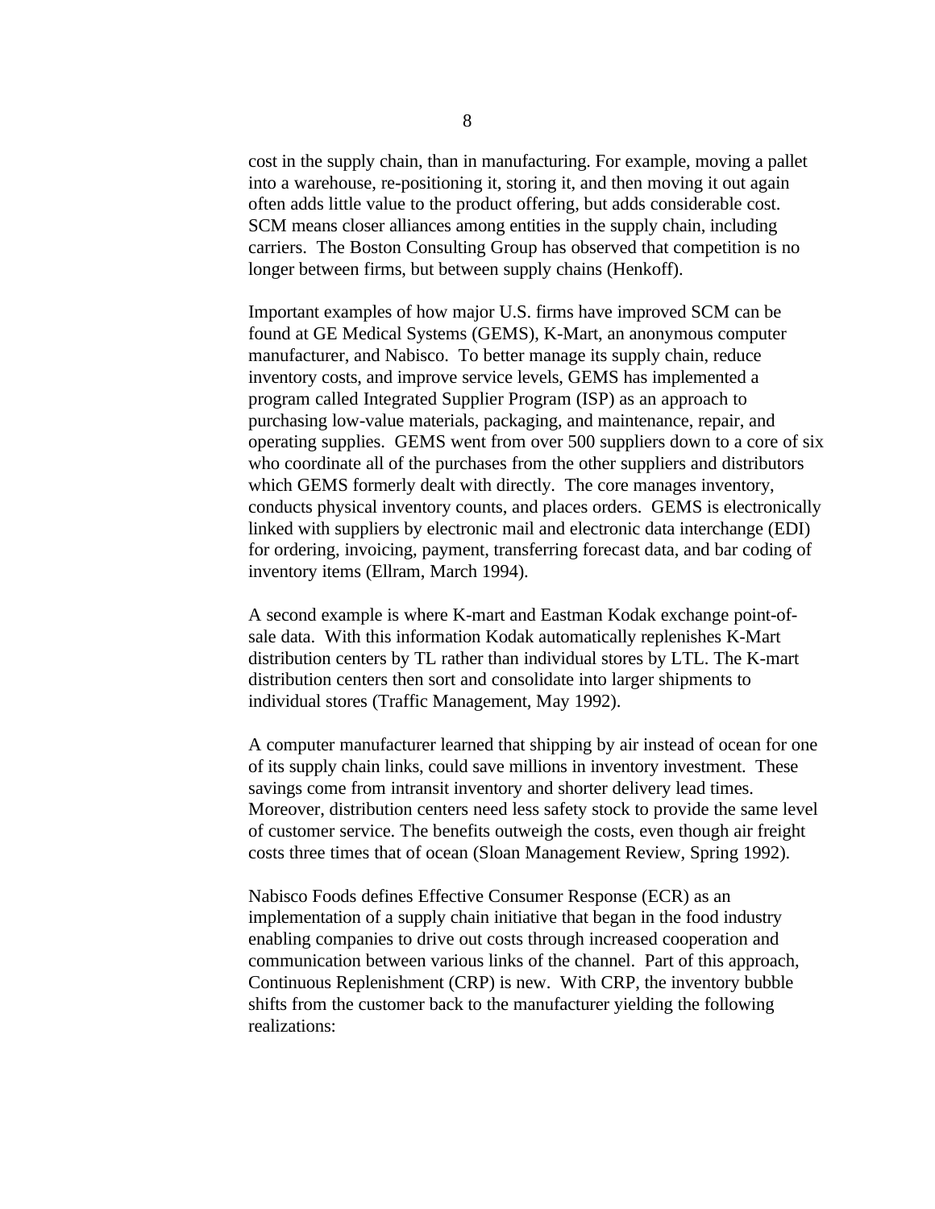cost in the supply chain, than in manufacturing. For example, moving a pallet into a warehouse, re-positioning it, storing it, and then moving it out again often adds little value to the product offering, but adds considerable cost. SCM means closer alliances among entities in the supply chain, including carriers. The Boston Consulting Group has observed that competition is no longer between firms, but between supply chains (Henkoff).

Important examples of how major U.S. firms have improved SCM can be found at GE Medical Systems (GEMS), K-Mart, an anonymous computer manufacturer, and Nabisco. To better manage its supply chain, reduce inventory costs, and improve service levels, GEMS has implemented a program called Integrated Supplier Program (ISP) as an approach to purchasing low-value materials, packaging, and maintenance, repair, and operating supplies. GEMS went from over 500 suppliers down to a core of six who coordinate all of the purchases from the other suppliers and distributors which GEMS formerly dealt with directly. The core manages inventory, conducts physical inventory counts, and places orders. GEMS is electronically linked with suppliers by electronic mail and electronic data interchange (EDI) for ordering, invoicing, payment, transferring forecast data, and bar coding of inventory items (Ellram, March 1994).

A second example is where K-mart and Eastman Kodak exchange point-of-sale data. With this information Kodak automatically replenishes K-Mart distribution centers by TL rather than individual stores by LTL. The K-mart distribution centers then sort and consolidate into larger shipments to individual stores (Traffic Management, May 1992).

A computer manufacturer learned that shipping by air instead of ocean for one of its supply chain links, could save millions in inventory investment. These savings come from intransit inventory and shorter delivery lead times. Moreover, distribution centers need less safety stock to provide the same level of customer service. The benefits outweigh the costs, even though air freight costs three times that of ocean (Sloan Management Review, Spring 1992).

Nabisco Foods defines Effective Consumer Response (ECR) as an implementation of a supply chain initiative that began in the food industry enabling companies to drive out costs through increased cooperation and communication between various links of the channel. Part of this approach, Continuous Replenishment (CRP) is new. With CRP, the inventory bubble shifts from the customer back to the manufacturer yielding the following realizations: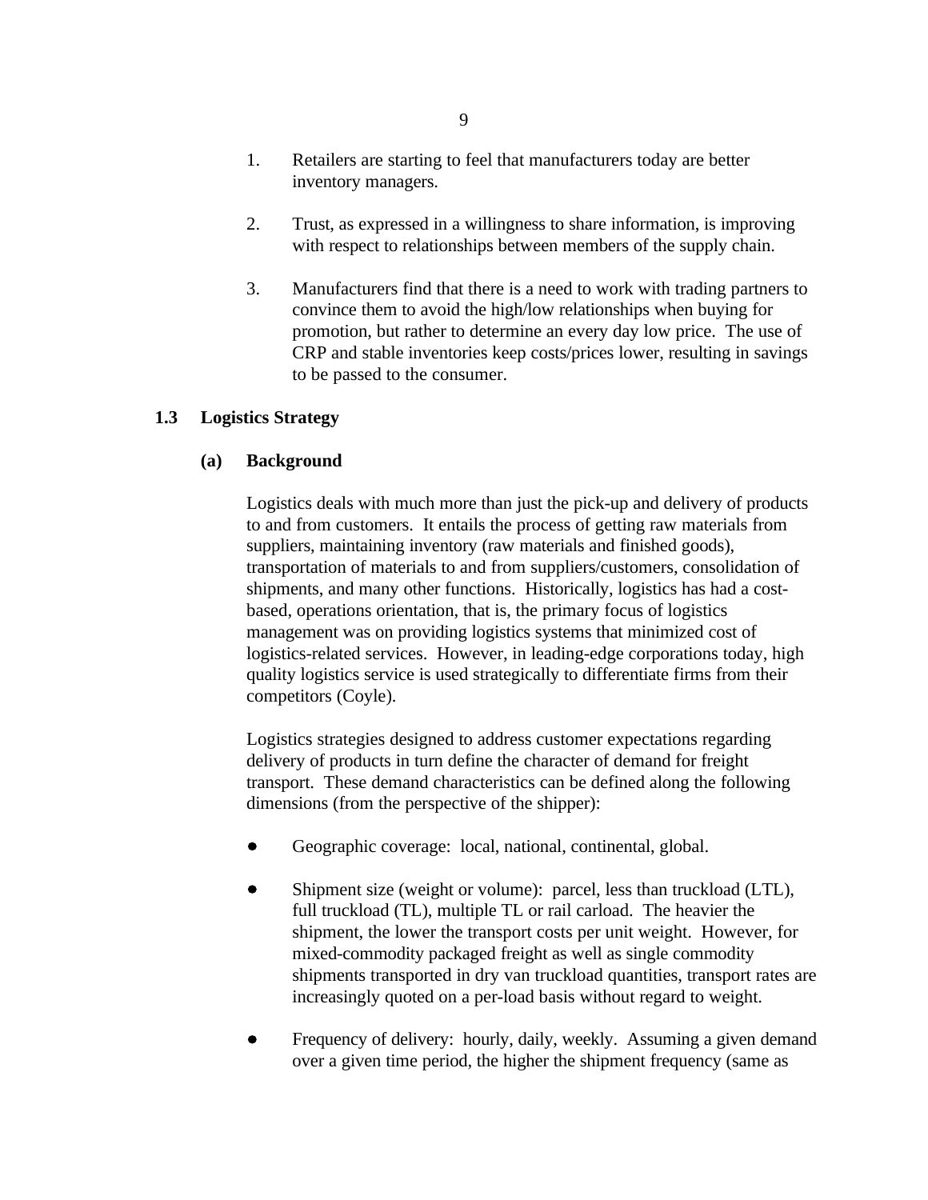1. Retailers are starting to feel that manufacturers today are better inventory managers.

2. Trust, as expressed in a willingness to share information, is improving with respect to relationships between members of the supply chain.

3. Manufacturers find that there is a need to work with trading partners to convince them to avoid the high/low relationships when buying for promotion, but rather to determine an every day low price. The use of CRP and stable inventories keep costs/prices lower, resulting in savings to be passed to the consumer.

## 1.3 Logistics Strategy

### (a) Background

Logistics deals with much more than just the pick-up and delivery of products to and from customers. It entails the process of getting raw materials from suppliers, maintaining inventory (raw materials and finished goods), transportation of materials to and from suppliers/customers, consolidation of shipments, and many other functions. Historically, logistics has had a cost-based, operations orientation, that is, the primary focus of logistics management was on providing logistics systems that minimized cost of logistics-related services. However, in leading-edge corporations today, high quality logistics service is used strategically to differentiate firms from their competitors (Coyle).

Logistics strategies designed to address customer expectations regarding delivery of products in turn define the character of demand for freight transport. These demand characteristics can be defined along the following dimensions (from the perspective of the shipper):

- Geographic coverage: local, national, continental, global.

- Shipment size (weight or volume): parcel, less than truckload (LTL), full truckload (TL), multiple TL or rail carload. The heavier the shipment, the lower the transport costs per unit weight. However, for mixed-commodity packaged freight as well as single commodity shipments transported in dry van truckload quantities, transport rates are increasingly quoted on a per-load basis without regard to weight.

- Frequency of delivery: hourly, daily, weekly. Assuming a given demand over a given time period, the higher the shipment frequency (same as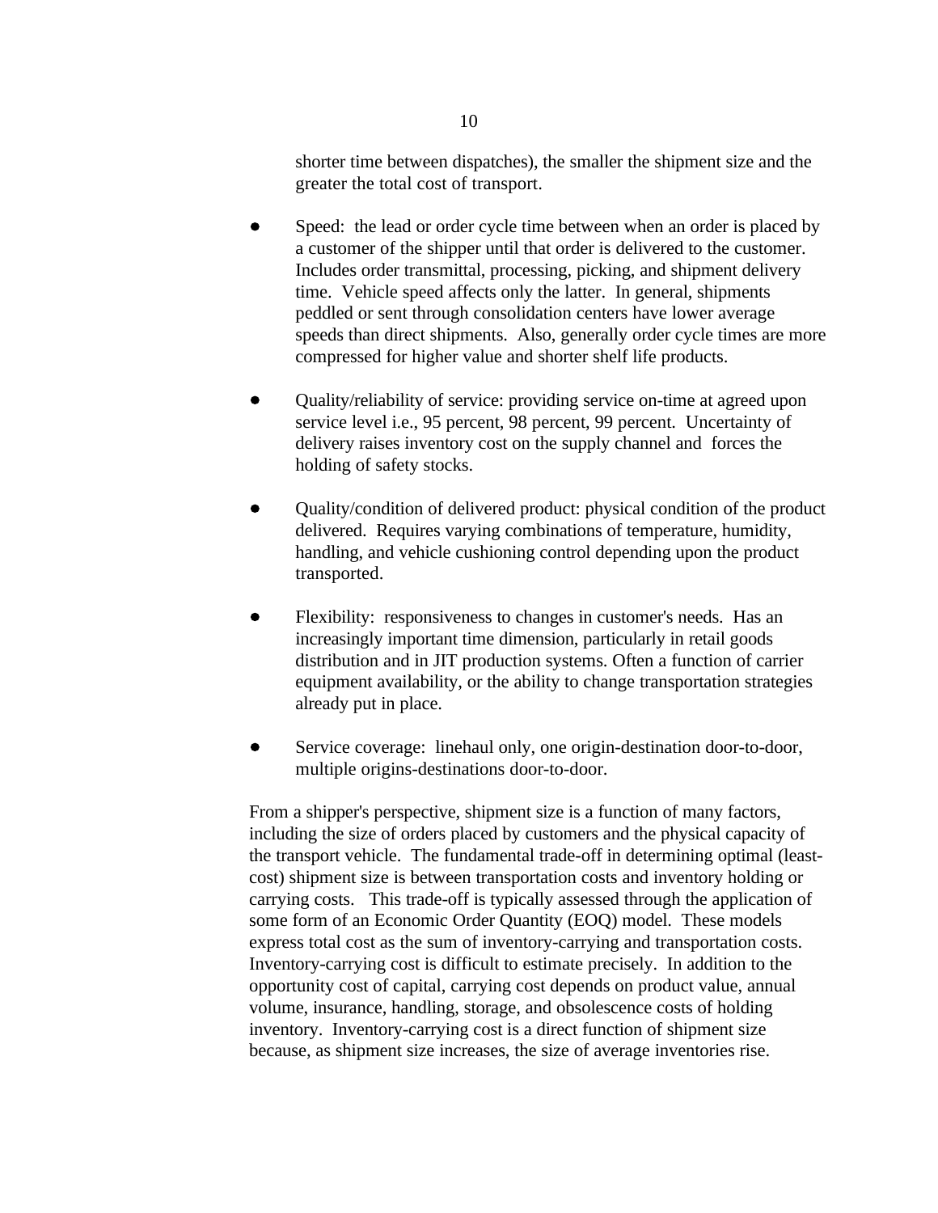shorter time between dispatches), the smaller the shipment size and the greater the total cost of transport.

- Speed: the lead or order cycle time between when an order is placed by a customer of the shipper until that order is delivered to the customer. Includes order transmittal, processing, picking, and shipment delivery time. Vehicle speed affects only the latter. In general, shipments peddled or sent through consolidation centers have lower average speeds than direct shipments. Also, generally order cycle times are more compressed for higher value and shorter shelf life products.

- Quality/reliability of service: providing service on-time at agreed upon service level i.e., 95 percent, 98 percent, 99 percent. Uncertainty of delivery raises inventory cost on the supply channel and forces the holding of safety stocks.

- Quality/condition of delivered product: physical condition of the product delivered. Requires varying combinations of temperature, humidity, handling, and vehicle cushioning control depending upon the product transported.

- Flexibility: responsiveness to changes in customer's needs. Has an increasingly important time dimension, particularly in retail goods distribution and in JIT production systems. Often a function of carrier equipment availability, or the ability to change transportation strategies already put in place.

- Service coverage: linehaul only, one origin-destination door-to-door, multiple origins-destinations door-to-door.

From a shipper's perspective, shipment size is a function of many factors, including the size of orders placed by customers and the physical capacity of the transport vehicle. The fundamental trade-off in determining optimal (least-cost) shipment size is between transportation costs and inventory holding or carrying costs. This trade-off is typically assessed through the application of some form of an Economic Order Quantity (EOQ) model. These models express total cost as the sum of inventory-carrying and transportation costs. Inventory-carrying cost is difficult to estimate precisely. In addition to the opportunity cost of capital, carrying cost depends on product value, annual volume, insurance, handling, storage, and obsolescence costs of holding inventory. Inventory-carrying cost is a direct function of shipment size because, as shipment size increases, the size of average inventories rise.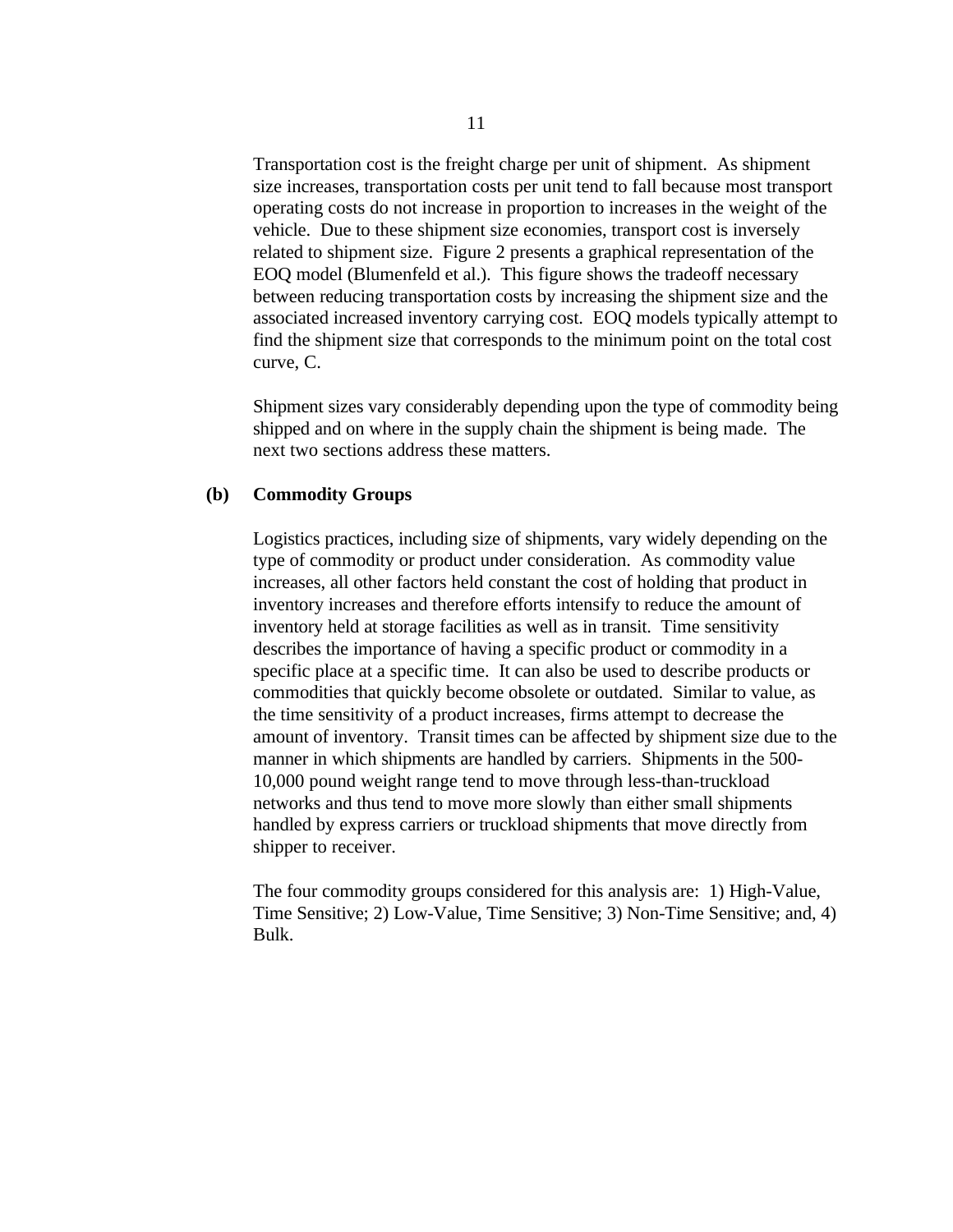Transportation cost is the freight charge per unit of shipment. As shipment size increases, transportation costs per unit tend to fall because most transport operating costs do not increase in proportion to increases in the weight of the vehicle. Due to these shipment size economies, transport cost is inversely related to shipment size. Figure 2 presents a graphical representation of the EOQ model (Blumenfeld et al.). This figure shows the tradeoff necessary between reducing transportation costs by increasing the shipment size and the associated increased inventory carrying cost. EOQ models typically attempt to find the shipment size that corresponds to the minimum point on the total cost curve, C.

Shipment sizes vary considerably depending upon the type of commodity being shipped and on where in the supply chain the shipment is being made. The next two sections address these matters.

### (b) Commodity Groups

Logistics practices, including size of shipments, vary widely depending on the type of commodity or product under consideration. As commodity value increases, all other factors held constant the cost of holding that product in inventory increases and therefore efforts intensify to reduce the amount of inventory held at storage facilities as well as in transit. Time sensitivity describes the importance of having a specific product or commodity in a specific place at a specific time. It can also be used to describe products or commodities that quickly become obsolete or outdated. Similar to value, as the time sensitivity of a product increases, firms attempt to decrease the amount of inventory. Transit times can be affected by shipment size due to the manner in which shipments are handled by carriers. Shipments in the 500-10,000 pound weight range tend to move through less-than-truckload networks and thus tend to move more slowly than either small shipments handled by express carriers or truckload shipments that move directly from shipper to receiver.

The four commodity groups considered for this analysis are: 1) High-Value, Time Sensitive; 2) Low-Value, Time Sensitive; 3) Non-Time Sensitive; and, 4) Bulk.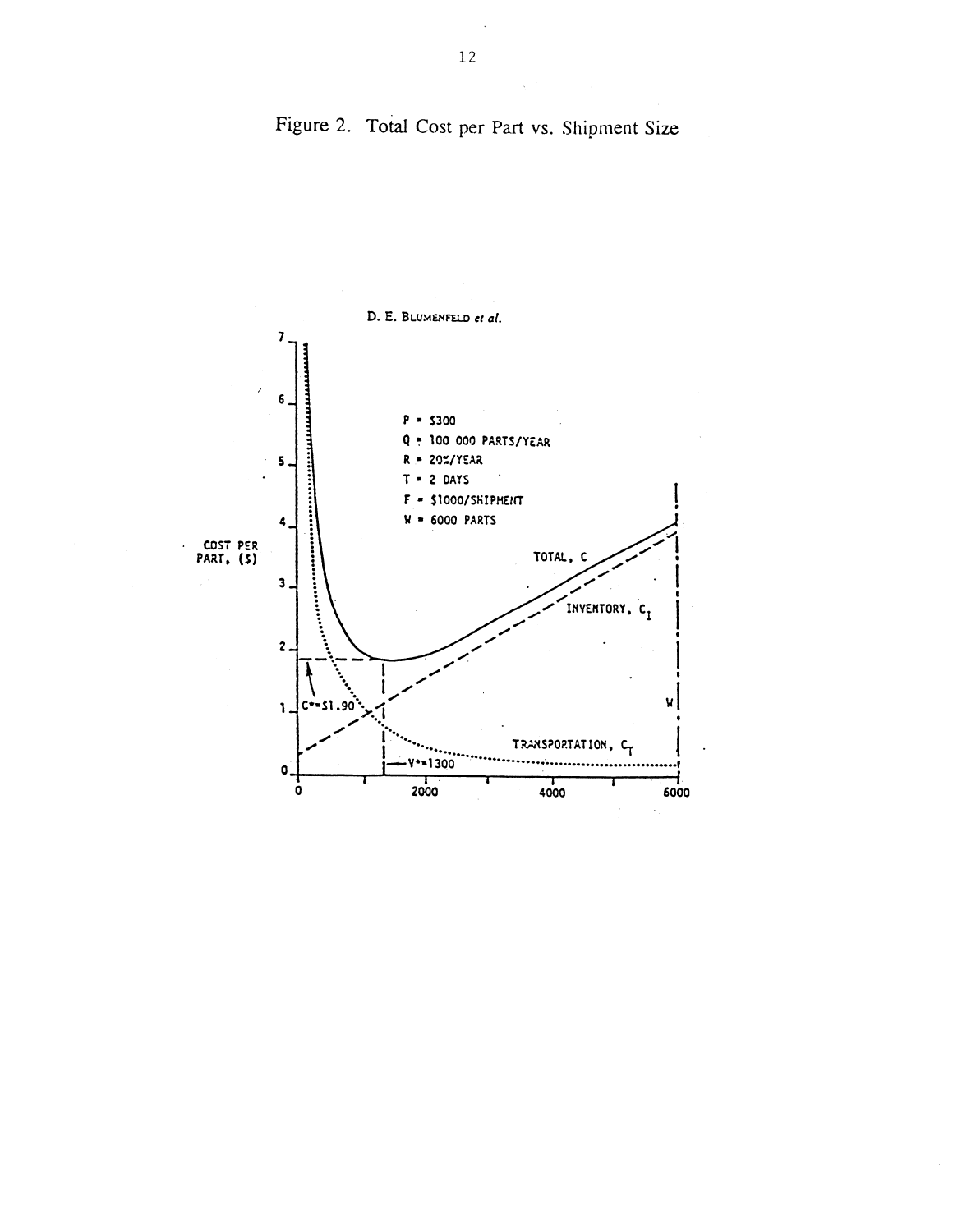Figure 2. Total Cost per Part vs. Shipment Size

D. E. BLUMENFELD *et al.*

$P$ = \$300

$Q$ = 100 000 PARTS/YEAR

$R$ = 20%/YEAR

$T$ = 2 DAYS

$F$ = \$1000/SHIPMENT

$W$ = 6000 PARTS

COST PER PART, (\$)

TOTAL, $C$

INVENTORY, $C_I$

TRANSPORTATION, $C_T$

$C^*$=\$1.90

$V^*$=1300

$W$

0 2000 4000 6000

0 1 2 3 4 5 6 7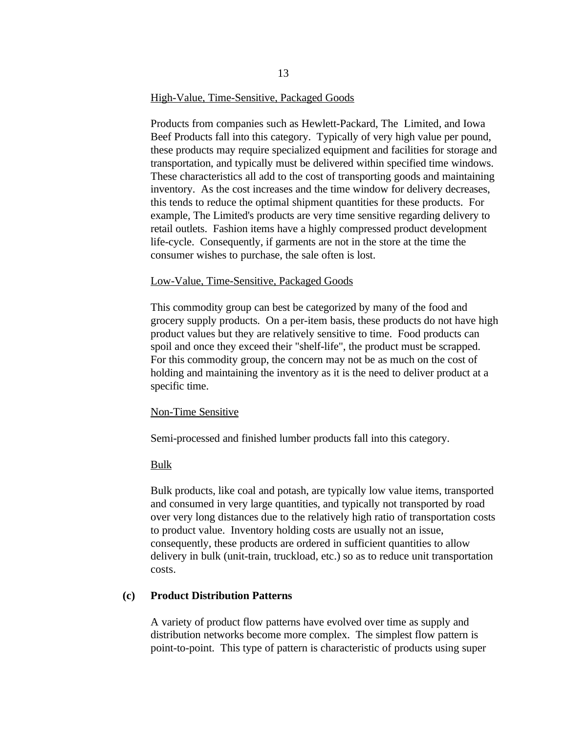High-Value, Time-Sensitive, Packaged Goods

Products from companies such as Hewlett-Packard, The Limited, and Iowa Beef Products fall into this category. Typically of very high value per pound, these products may require specialized equipment and facilities for storage and transportation, and typically must be delivered within specified time windows. These characteristics all add to the cost of transporting goods and maintaining inventory. As the cost increases and the time window for delivery decreases, this tends to reduce the optimal shipment quantities for these products. For example, The Limited's products are very time sensitive regarding delivery to retail outlets. Fashion items have a highly compressed product development life-cycle. Consequently, if garments are not in the store at the time the consumer wishes to purchase, the sale often is lost.

Low-Value, Time-Sensitive, Packaged Goods

This commodity group can best be categorized by many of the food and grocery supply products. On a per-item basis, these products do not have high product values but they are relatively sensitive to time. Food products can spoil and once they exceed their "shelf-life", the product must be scrapped. For this commodity group, the concern may not be as much on the cost of holding and maintaining the inventory as it is the need to deliver product at a specific time.

Non-Time Sensitive

Semi-processed and finished lumber products fall into this category.

Bulk

Bulk products, like coal and potash, are typically low value items, transported and consumed in very large quantities, and typically not transported by road over very long distances due to the relatively high ratio of transportation costs to product value. Inventory holding costs are usually not an issue, consequently, these products are ordered in sufficient quantities to allow delivery in bulk (unit-train, truckload, etc.) so as to reduce unit transportation costs.

**(c) Product Distribution Patterns**

A variety of product flow patterns have evolved over time as supply and distribution networks become more complex. The simplest flow pattern is point-to-point. This type of pattern is characteristic of products using super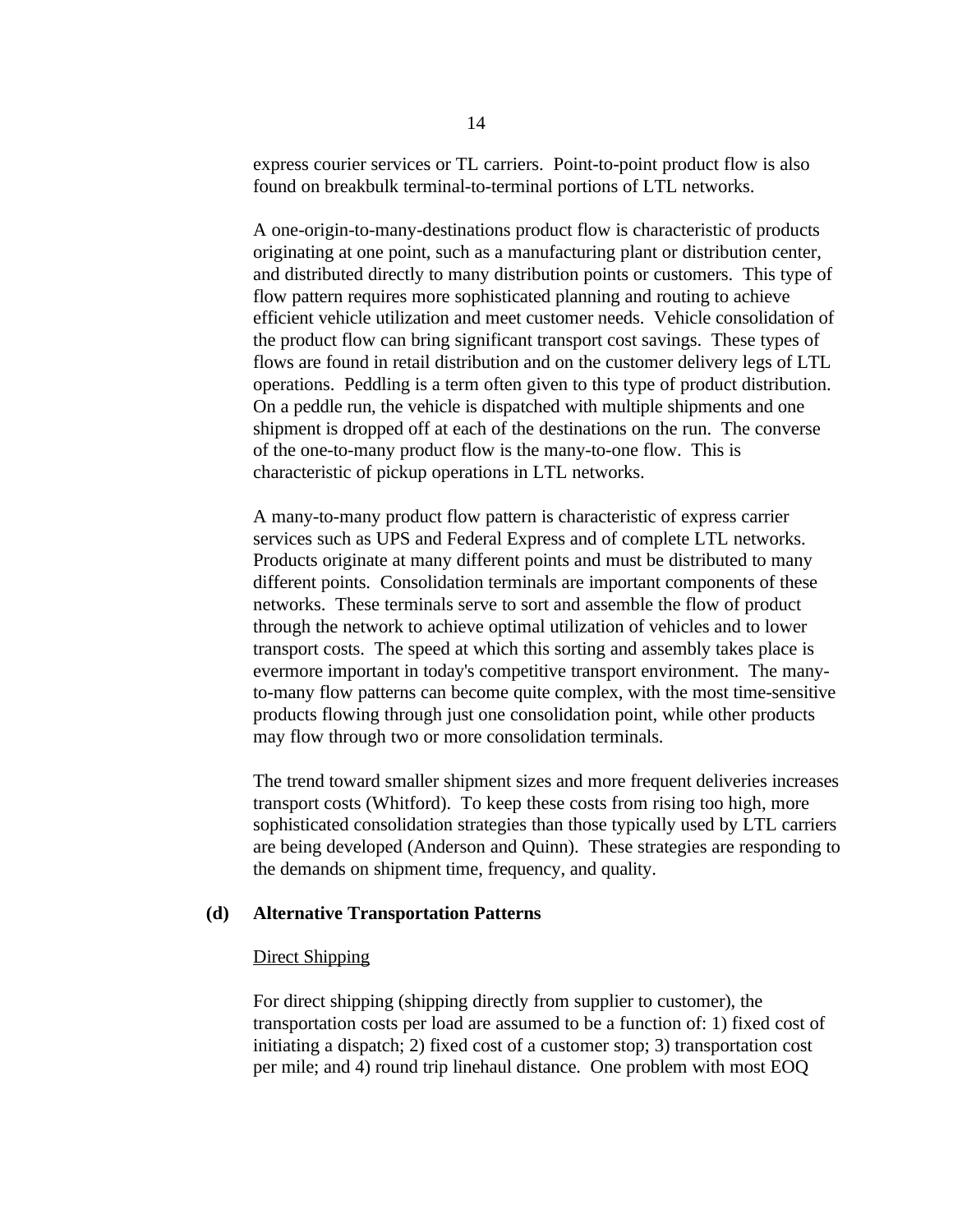express courier services or TL carriers. Point-to-point product flow is also found on breakbulk terminal-to-terminal portions of LTL networks.

A one-origin-to-many-destinations product flow is characteristic of products originating at one point, such as a manufacturing plant or distribution center, and distributed directly to many distribution points or customers. This type of flow pattern requires more sophisticated planning and routing to achieve efficient vehicle utilization and meet customer needs. Vehicle consolidation of the product flow can bring significant transport cost savings. These types of flows are found in retail distribution and on the customer delivery legs of LTL operations. Peddling is a term often given to this type of product distribution. On a peddle run, the vehicle is dispatched with multiple shipments and one shipment is dropped off at each of the destinations on the run. The converse of the one-to-many product flow is the many-to-one flow. This is characteristic of pickup operations in LTL networks.

A many-to-many product flow pattern is characteristic of express carrier services such as UPS and Federal Express and of complete LTL networks. Products originate at many different points and must be distributed to many different points. Consolidation terminals are important components of these networks. These terminals serve to sort and assemble the flow of product through the network to achieve optimal utilization of vehicles and to lower transport costs. The speed at which this sorting and assembly takes place is evermore important in today's competitive transport environment. The many-to-many flow patterns can become quite complex, with the most time-sensitive products flowing through just one consolidation point, while other products may flow through two or more consolidation terminals.

The trend toward smaller shipment sizes and more frequent deliveries increases transport costs (Whitford). To keep these costs from rising too high, more sophisticated consolidation strategies than those typically used by LTL carriers are being developed (Anderson and Quinn). These strategies are responding to the demands on shipment time, frequency, and quality.

## (d) Alternative Transportation Patterns

### Direct Shipping

For direct shipping (shipping directly from supplier to customer), the transportation costs per load are assumed to be a function of: 1) fixed cost of initiating a dispatch; 2) fixed cost of a customer stop; 3) transportation cost per mile; and 4) round trip linehaul distance. One problem with most EOQ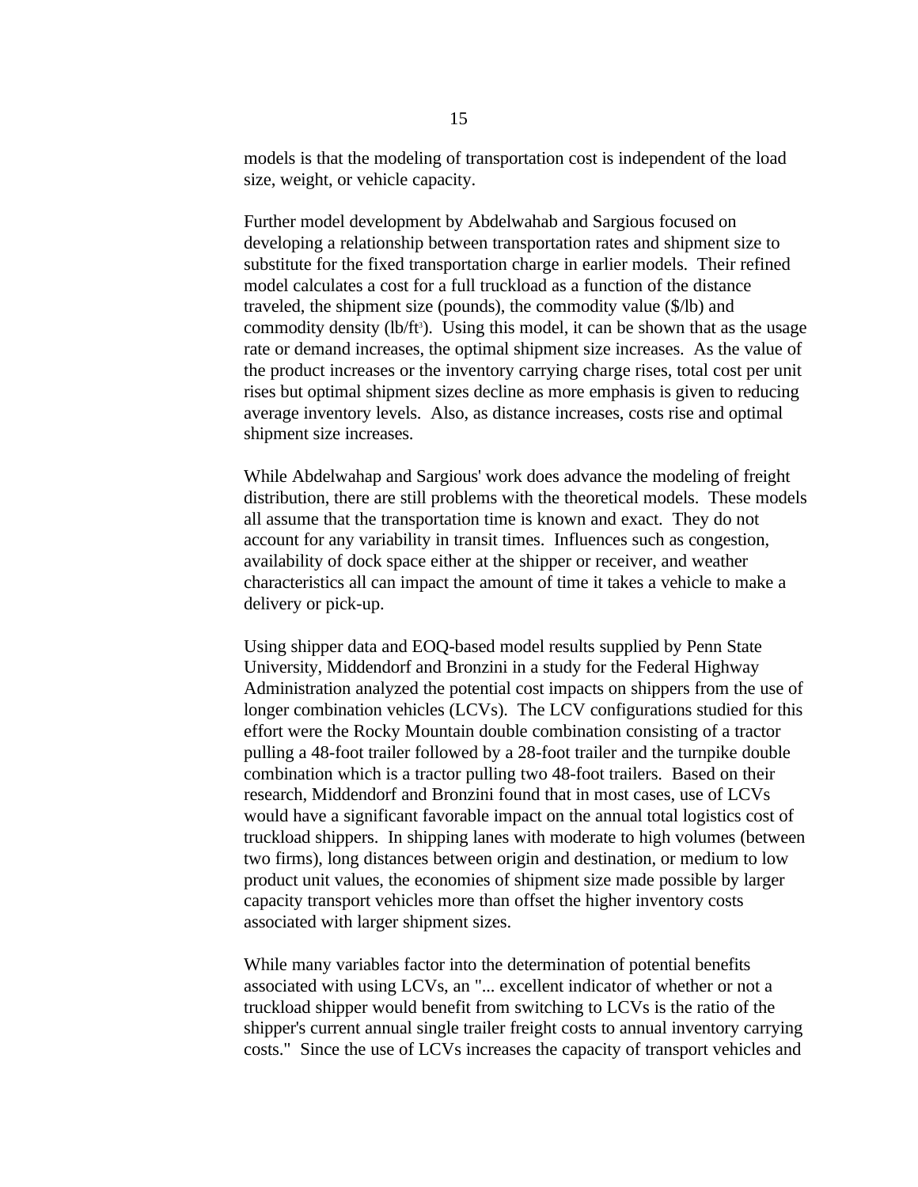models is that the modeling of transportation cost is independent of the load size, weight, or vehicle capacity.

Further model development by Abdelwahab and Sargious focused on developing a relationship between transportation rates and shipment size to substitute for the fixed transportation charge in earlier models. Their refined model calculates a cost for a full truckload as a function of the distance traveled, the shipment size (pounds), the commodity value ($/lb) and commodity density (lb/ft$^3$). Using this model, it can be shown that as the usage rate or demand increases, the optimal shipment size increases. As the value of the product increases or the inventory carrying charge rises, total cost per unit rises but optimal shipment sizes decline as more emphasis is given to reducing average inventory levels. Also, as distance increases, costs rise and optimal shipment size increases.

While Abdelwahap and Sargious' work does advance the modeling of freight distribution, there are still problems with the theoretical models. These models all assume that the transportation time is known and exact. They do not account for any variability in transit times. Influences such as congestion, availability of dock space either at the shipper or receiver, and weather characteristics all can impact the amount of time it takes a vehicle to make a delivery or pick-up.

Using shipper data and EOQ-based model results supplied by Penn State University, Middendorf and Bronzini in a study for the Federal Highway Administration analyzed the potential cost impacts on shippers from the use of longer combination vehicles (LCVs). The LCV configurations studied for this effort were the Rocky Mountain double combination consisting of a tractor pulling a 48-foot trailer followed by a 28-foot trailer and the turnpike double combination which is a tractor pulling two 48-foot trailers. Based on their research, Middendorf and Bronzini found that in most cases, use of LCVs would have a significant favorable impact on the annual total logistics cost of truckload shippers. In shipping lanes with moderate to high volumes (between two firms), long distances between origin and destination, or medium to low product unit values, the economies of shipment size made possible by larger capacity transport vehicles more than offset the higher inventory costs associated with larger shipment sizes.

While many variables factor into the determination of potential benefits associated with using LCVs, an "... excellent indicator of whether or not a truckload shipper would benefit from switching to LCVs is the ratio of the shipper's current annual single trailer freight costs to annual inventory carrying costs." Since the use of LCVs increases the capacity of transport vehicles and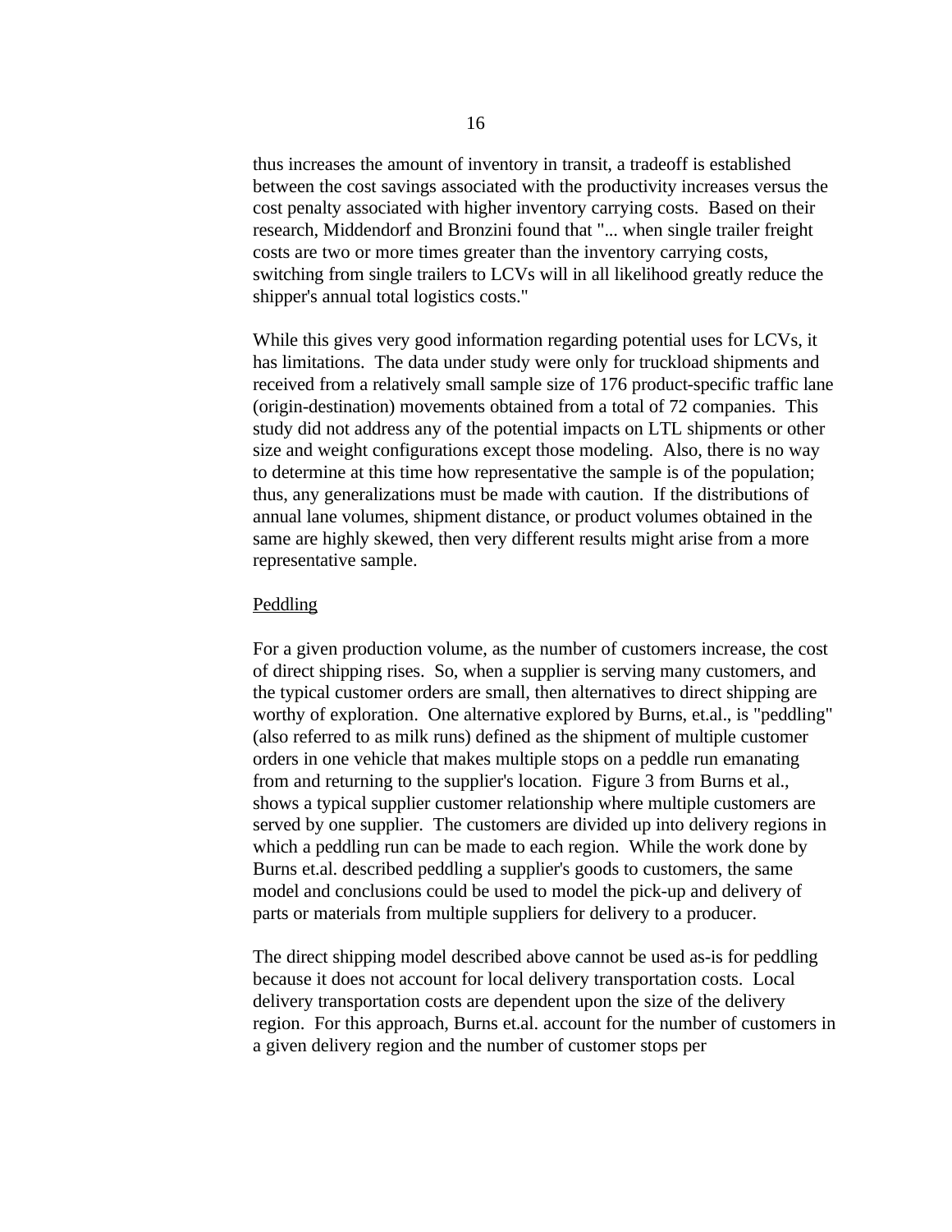thus increases the amount of inventory in transit, a tradeoff is established between the cost savings associated with the productivity increases versus the cost penalty associated with higher inventory carrying costs. Based on their research, Middendorf and Bronzini found that "... when single trailer freight costs are two or more times greater than the inventory carrying costs, switching from single trailers to LCVs will in all likelihood greatly reduce the shipper's annual total logistics costs."

While this gives very good information regarding potential uses for LCVs, it has limitations. The data under study were only for truckload shipments and received from a relatively small sample size of 176 product-specific traffic lane (origin-destination) movements obtained from a total of 72 companies. This study did not address any of the potential impacts on LTL shipments or other size and weight configurations except those modeling. Also, there is no way to determine at this time how representative the sample is of the population; thus, any generalizations must be made with caution. If the distributions of annual lane volumes, shipment distance, or product volumes obtained in the same are highly skewed, then very different results might arise from a more representative sample.

<u>Peddling</u>

For a given production volume, as the number of customers increase, the cost of direct shipping rises. So, when a supplier is serving many customers, and the typical customer orders are small, then alternatives to direct shipping are worthy of exploration. One alternative explored by Burns, et.al., is "peddling" (also referred to as milk runs) defined as the shipment of multiple customer orders in one vehicle that makes multiple stops on a peddle run emanating from and returning to the supplier's location. Figure 3 from Burns et al., shows a typical supplier customer relationship where multiple customers are served by one supplier. The customers are divided up into delivery regions in which a peddling run can be made to each region. While the work done by Burns et.al. described peddling a supplier's goods to customers, the same model and conclusions could be used to model the pick-up and delivery of parts or materials from multiple suppliers for delivery to a producer.

The direct shipping model described above cannot be used as-is for peddling because it does not account for local delivery transportation costs. Local delivery transportation costs are dependent upon the size of the delivery region. For this approach, Burns et.al. account for the number of customers in a given delivery region and the number of customer stops per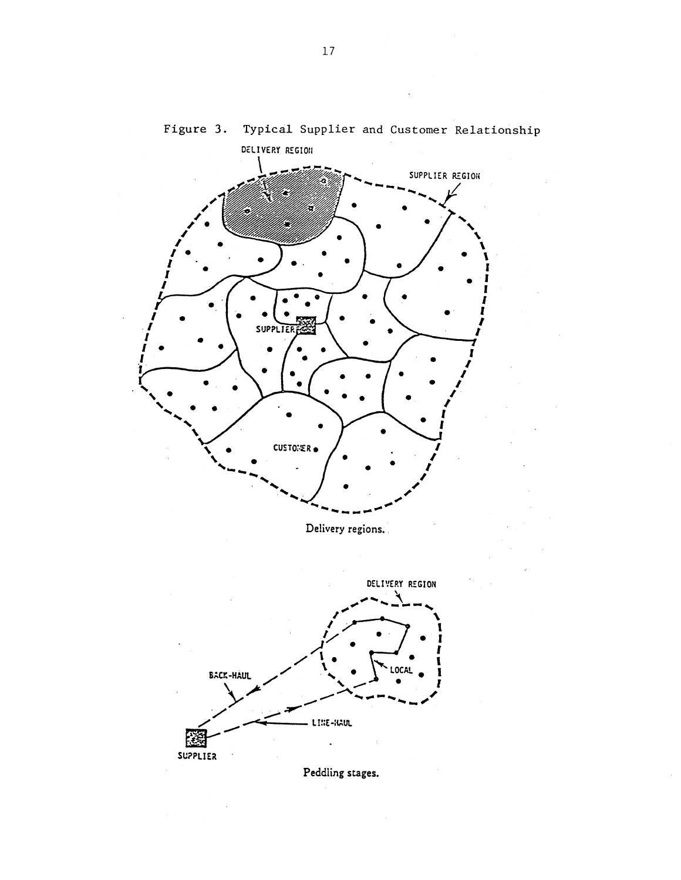Figure 3. Typical Supplier and Customer Relationship

Delivery regions.

Peddling stages.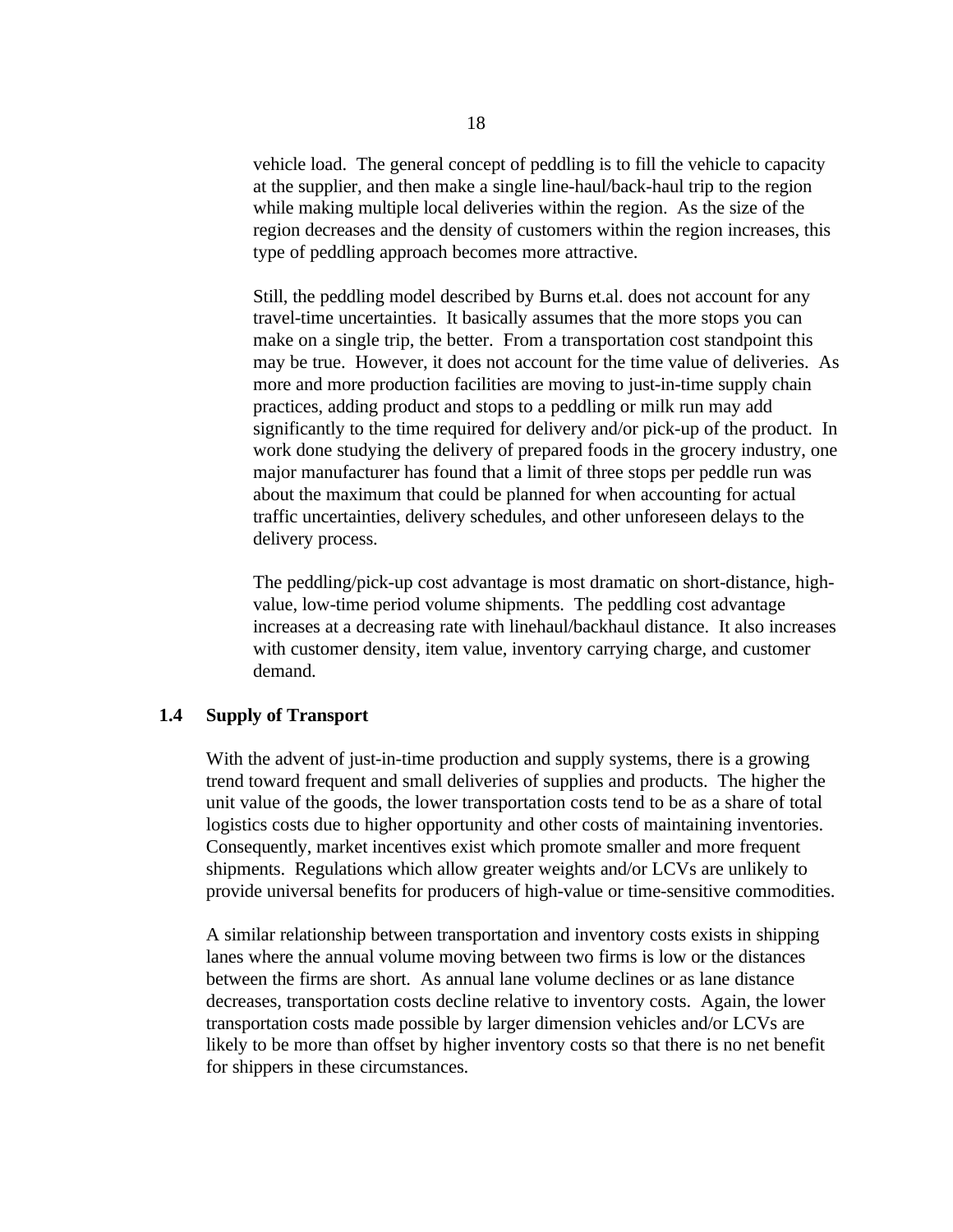vehicle load. The general concept of peddling is to fill the vehicle to capacity at the supplier, and then make a single line-haul/back-haul trip to the region while making multiple local deliveries within the region. As the size of the region decreases and the density of customers within the region increases, this type of peddling approach becomes more attractive.

Still, the peddling model described by Burns et.al. does not account for any travel-time uncertainties. It basically assumes that the more stops you can make on a single trip, the better. From a transportation cost standpoint this may be true. However, it does not account for the time value of deliveries. As more and more production facilities are moving to just-in-time supply chain practices, adding product and stops to a peddling or milk run may add significantly to the time required for delivery and/or pick-up of the product. In work done studying the delivery of prepared foods in the grocery industry, one major manufacturer has found that a limit of three stops per peddle run was about the maximum that could be planned for when accounting for actual traffic uncertainties, delivery schedules, and other unforeseen delays to the delivery process.

The peddling/pick-up cost advantage is most dramatic on short-distance, high-value, low-time period volume shipments. The peddling cost advantage increases at a decreasing rate with linehaul/backhaul distance. It also increases with customer density, item value, inventory carrying charge, and customer demand.

## 1.4 Supply of Transport

With the advent of just-in-time production and supply systems, there is a growing trend toward frequent and small deliveries of supplies and products. The higher the unit value of the goods, the lower transportation costs tend to be as a share of total logistics costs due to higher opportunity and other costs of maintaining inventories. Consequently, market incentives exist which promote smaller and more frequent shipments. Regulations which allow greater weights and/or LCVs are unlikely to provide universal benefits for producers of high-value or time-sensitive commodities.

A similar relationship between transportation and inventory costs exists in shipping lanes where the annual volume moving between two firms is low or the distances between the firms are short. As annual lane volume declines or as lane distance decreases, transportation costs decline relative to inventory costs. Again, the lower transportation costs made possible by larger dimension vehicles and/or LCVs are likely to be more than offset by higher inventory costs so that there is no net benefit for shippers in these circumstances.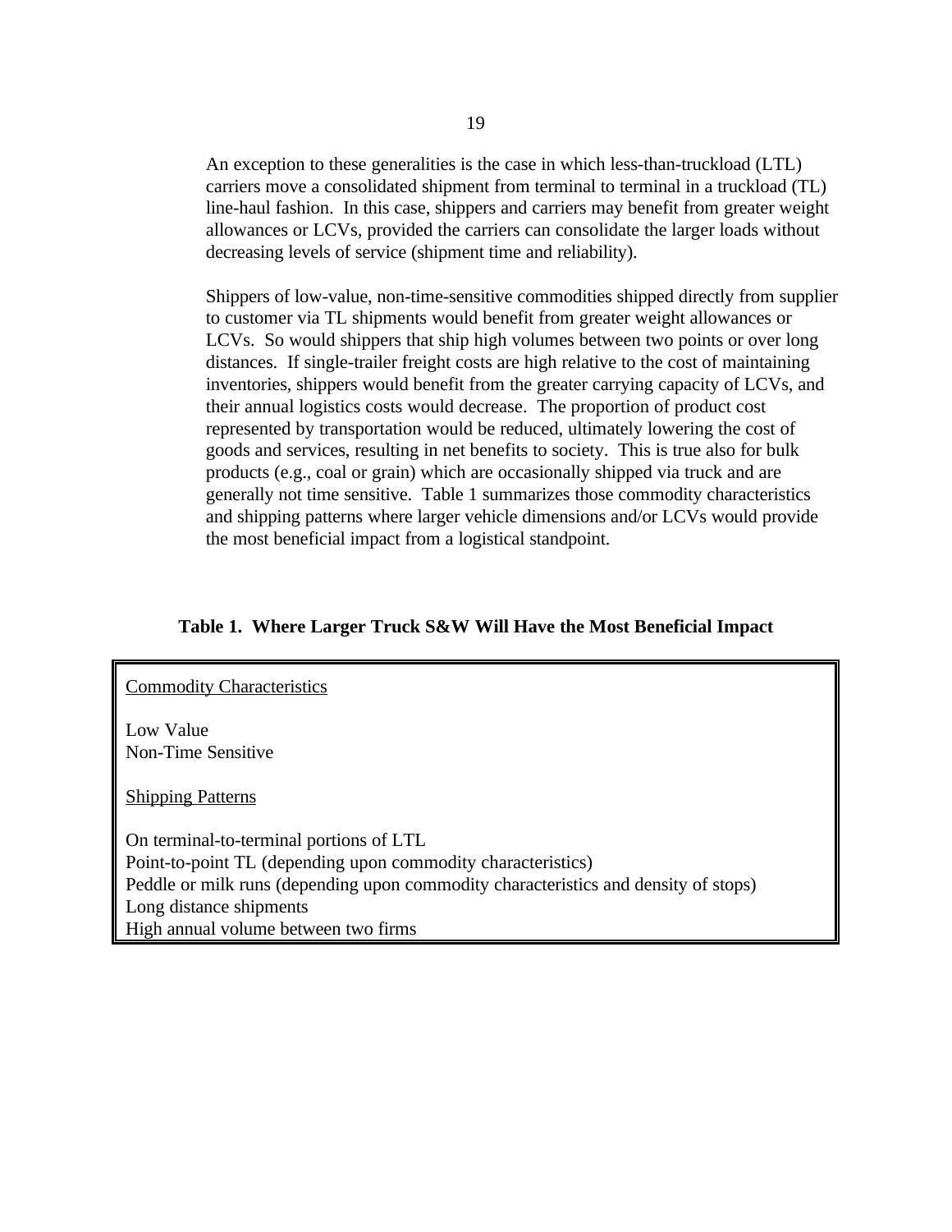An exception to these generalities is the case in which less-than-truckload (LTL) carriers move a consolidated shipment from terminal to terminal in a truckload (TL) line-haul fashion. In this case, shippers and carriers may benefit from greater weight allowances or LCVs, provided the carriers can consolidate the larger loads without decreasing levels of service (shipment time and reliability).

Shippers of low-value, non-time-sensitive commodities shipped directly from supplier to customer via TL shipments would benefit from greater weight allowances or LCVs. So would shippers that ship high volumes between two points or over long distances. If single-trailer freight costs are high relative to the cost of maintaining inventories, shippers would benefit from the greater carrying capacity of LCVs, and their annual logistics costs would decrease. The proportion of product cost represented by transportation would be reduced, ultimately lowering the cost of goods and services, resulting in net benefits to society. This is true also for bulk products (e.g., coal or grain) which are occasionally shipped via truck and are generally not time sensitive. Table 1 summarizes those commodity characteristics and shipping patterns where larger vehicle dimensions and/or LCVs would provide the most beneficial impact from a logistical standpoint.

**Table 1. Where Larger Truck S&W Will Have the Most Beneficial Impact**

| |
|---|
| Commodity Characteristics |
| Low Value |
| Non-Time Sensitive |
| Shipping Patterns |
| On terminal-to-terminal portions of LTL |
| Point-to-point TL (depending upon commodity characteristics) |
| Peddle or milk runs (depending upon commodity characteristics and density of stops) |
| Long distance shipments |
| High annual volume between two firms |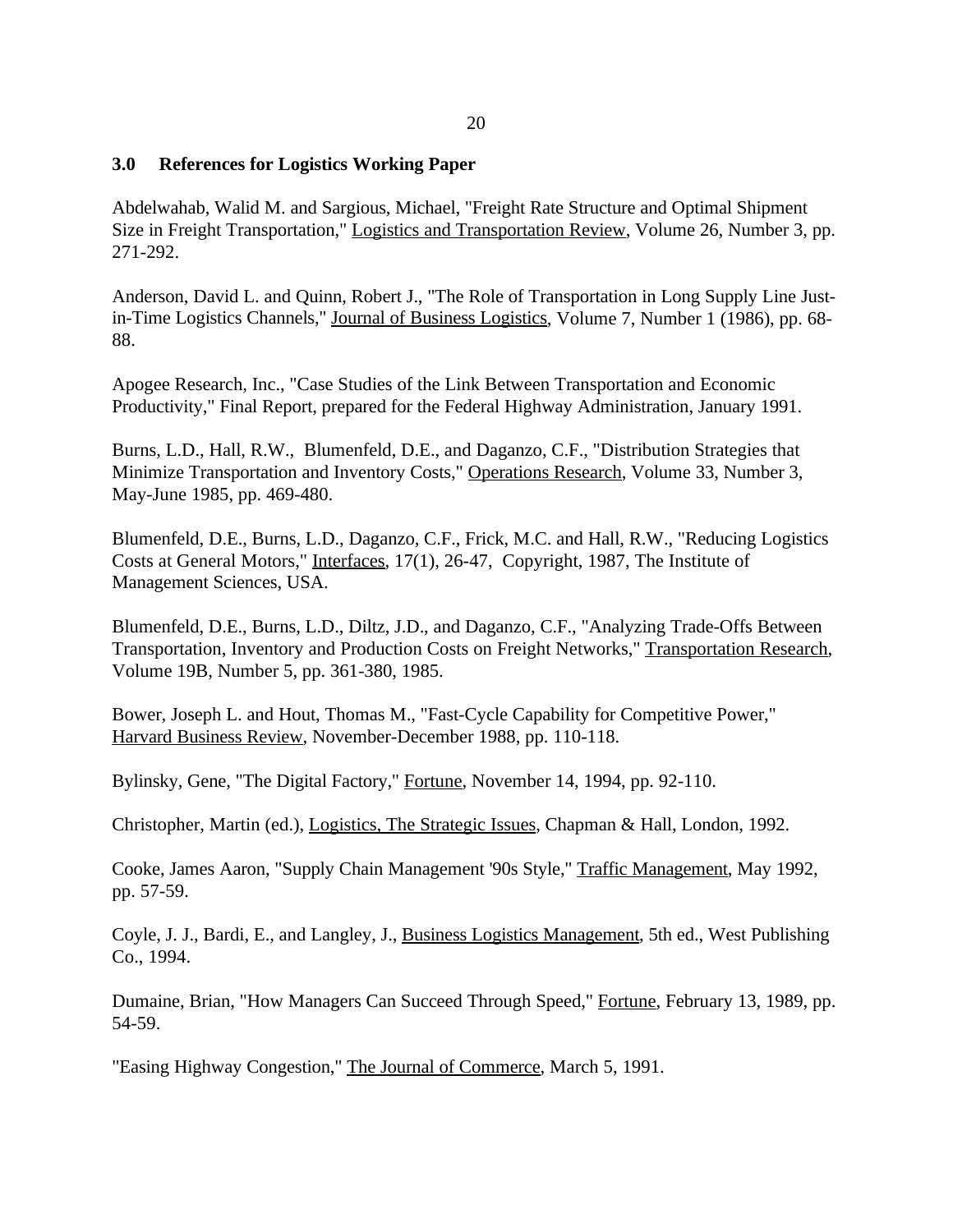## 3.0 References for Logistics Working Paper

Abdelwahab, Walid M. and Sargious, Michael, "Freight Rate Structure and Optimal Shipment Size in Freight Transportation," Logistics and Transportation Review, Volume 26, Number 3, pp. 271-292.

Anderson, David L. and Quinn, Robert J., "The Role of Transportation in Long Supply Line Just-in-Time Logistics Channels," Journal of Business Logistics, Volume 7, Number 1 (1986), pp. 68-88.

Apogee Research, Inc., "Case Studies of the Link Between Transportation and Economic Productivity," Final Report, prepared for the Federal Highway Administration, January 1991.

Burns, L.D., Hall, R.W., Blumenfeld, D.E., and Daganzo, C.F., "Distribution Strategies that Minimize Transportation and Inventory Costs," Operations Research, Volume 33, Number 3, May-June 1985, pp. 469-480.

Blumenfeld, D.E., Burns, L.D., Daganzo, C.F., Frick, M.C. and Hall, R.W., "Reducing Logistics Costs at General Motors," Interfaces, 17(1), 26-47, Copyright, 1987, The Institute of Management Sciences, USA.

Blumenfeld, D.E., Burns, L.D., Diltz, J.D., and Daganzo, C.F., "Analyzing Trade-Offs Between Transportation, Inventory and Production Costs on Freight Networks," Transportation Research, Volume 19B, Number 5, pp. 361-380, 1985.

Bower, Joseph L. and Hout, Thomas M., "Fast-Cycle Capability for Competitive Power," Harvard Business Review, November-December 1988, pp. 110-118.

Bylinsky, Gene, "The Digital Factory," Fortune, November 14, 1994, pp. 92-110.

Christopher, Martin (ed.), Logistics, The Strategic Issues, Chapman & Hall, London, 1992.

Cooke, James Aaron, "Supply Chain Management '90s Style," Traffic Management, May 1992, pp. 57-59.

Coyle, J. J., Bardi, E., and Langley, J., Business Logistics Management, 5th ed., West Publishing Co., 1994.

Dumaine, Brian, "How Managers Can Succeed Through Speed," Fortune, February 13, 1989, pp. 54-59.

"Easing Highway Congestion," The Journal of Commerce, March 5, 1991.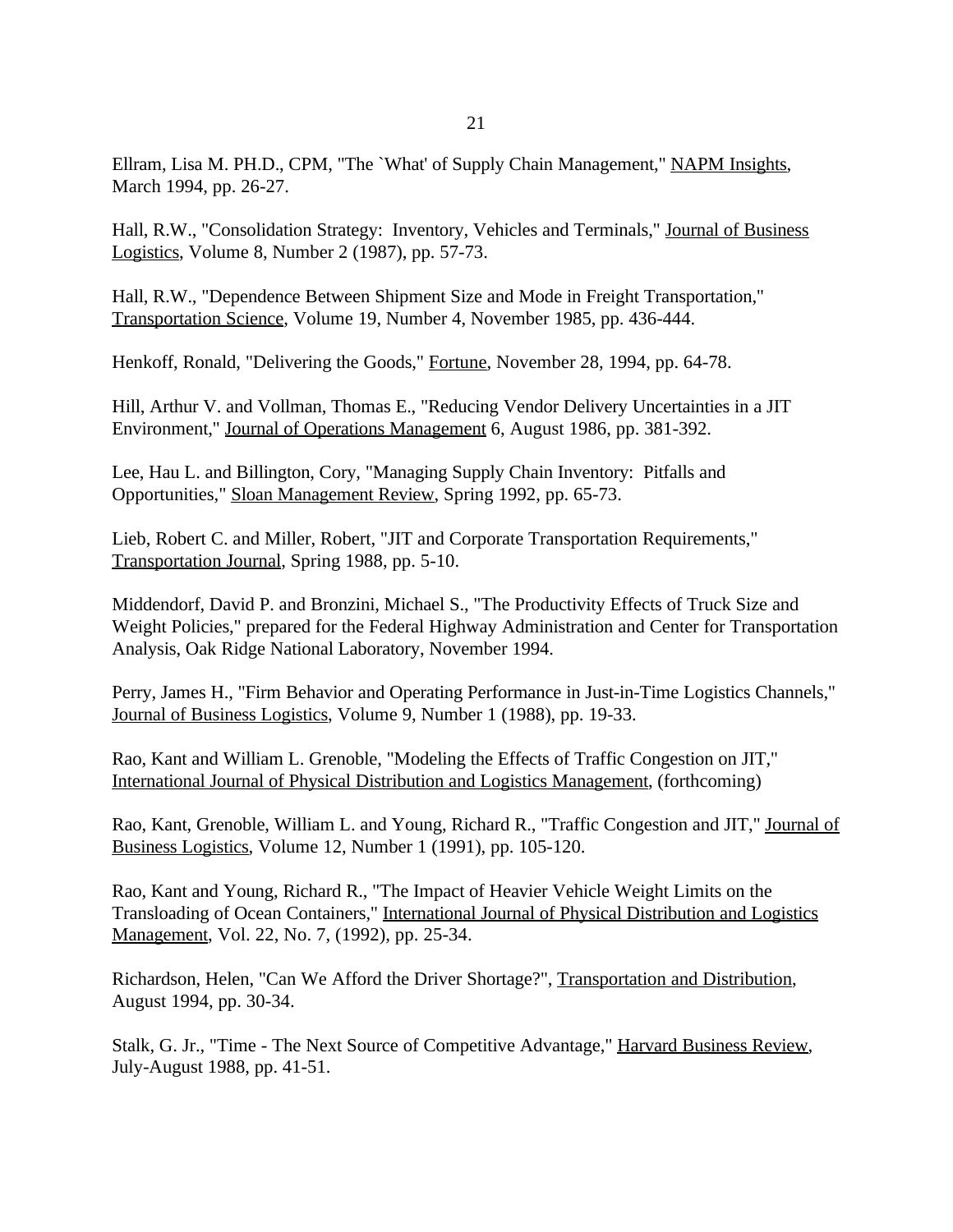Ellram, Lisa M. PH.D., CPM, "The `What' of Supply Chain Management," NAPM Insights, March 1994, pp. 26-27.

Hall, R.W., "Consolidation Strategy: Inventory, Vehicles and Terminals," Journal of Business Logistics, Volume 8, Number 2 (1987), pp. 57-73.

Hall, R.W., "Dependence Between Shipment Size and Mode in Freight Transportation," Transportation Science, Volume 19, Number 4, November 1985, pp. 436-444.

Henkoff, Ronald, "Delivering the Goods," Fortune, November 28, 1994, pp. 64-78.

Hill, Arthur V. and Vollman, Thomas E., "Reducing Vendor Delivery Uncertainties in a JIT Environment," Journal of Operations Management 6, August 1986, pp. 381-392.

Lee, Hau L. and Billington, Cory, "Managing Supply Chain Inventory: Pitfalls and Opportunities," Sloan Management Review, Spring 1992, pp. 65-73.

Lieb, Robert C. and Miller, Robert, "JIT and Corporate Transportation Requirements," Transportation Journal, Spring 1988, pp. 5-10.

Middendorf, David P. and Bronzini, Michael S., "The Productivity Effects of Truck Size and Weight Policies," prepared for the Federal Highway Administration and Center for Transportation Analysis, Oak Ridge National Laboratory, November 1994.

Perry, James H., "Firm Behavior and Operating Performance in Just-in-Time Logistics Channels," Journal of Business Logistics, Volume 9, Number 1 (1988), pp. 19-33.

Rao, Kant and William L. Grenoble, "Modeling the Effects of Traffic Congestion on JIT," International Journal of Physical Distribution and Logistics Management, (forthcoming)

Rao, Kant, Grenoble, William L. and Young, Richard R., "Traffic Congestion and JIT," Journal of Business Logistics, Volume 12, Number 1 (1991), pp. 105-120.

Rao, Kant and Young, Richard R., "The Impact of Heavier Vehicle Weight Limits on the Transloading of Ocean Containers," International Journal of Physical Distribution and Logistics Management, Vol. 22, No. 7, (1992), pp. 25-34.

Richardson, Helen, "Can We Afford the Driver Shortage?", Transportation and Distribution, August 1994, pp. 30-34.

Stalk, G. Jr., "Time - The Next Source of Competitive Advantage," Harvard Business Review, July-August 1988, pp. 41-51.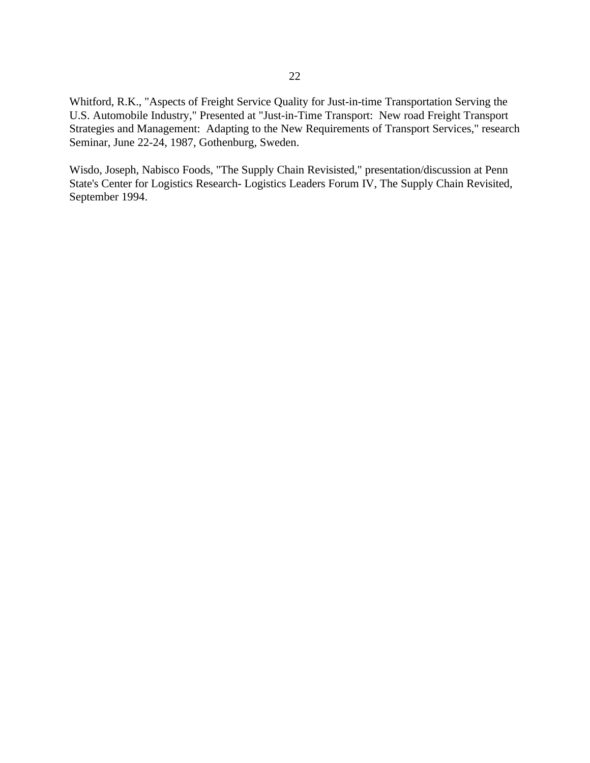Whitford, R.K., "Aspects of Freight Service Quality for Just-in-time Transportation Serving the U.S. Automobile Industry," Presented at "Just-in-Time Transport: New road Freight Transport Strategies and Management: Adapting to the New Requirements of Transport Services," research Seminar, June 22-24, 1987, Gothenburg, Sweden.

Wisdo, Joseph, Nabisco Foods, "The Supply Chain Revisisted," presentation/discussion at Penn State's Center for Logistics Research- Logistics Leaders Forum IV, The Supply Chain Revisited, September 1994.